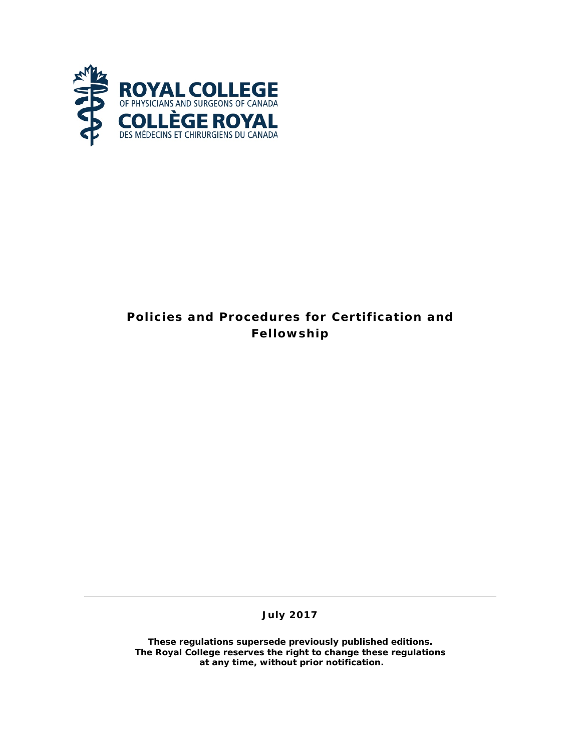ROYAL COLLEGE
OF PHYSICIANS AND SURGEONS OF CANADA

COLLÈGE ROYAL
DES MÉDECINS ET CHIRURGIENS DU CANADA

# Policies and Procedures for Certification and Fellowship

**July 2017**

**These regulations supersede previously published editions.**
**The Royal College reserves the right to change these regulations at any time, without prior notification.**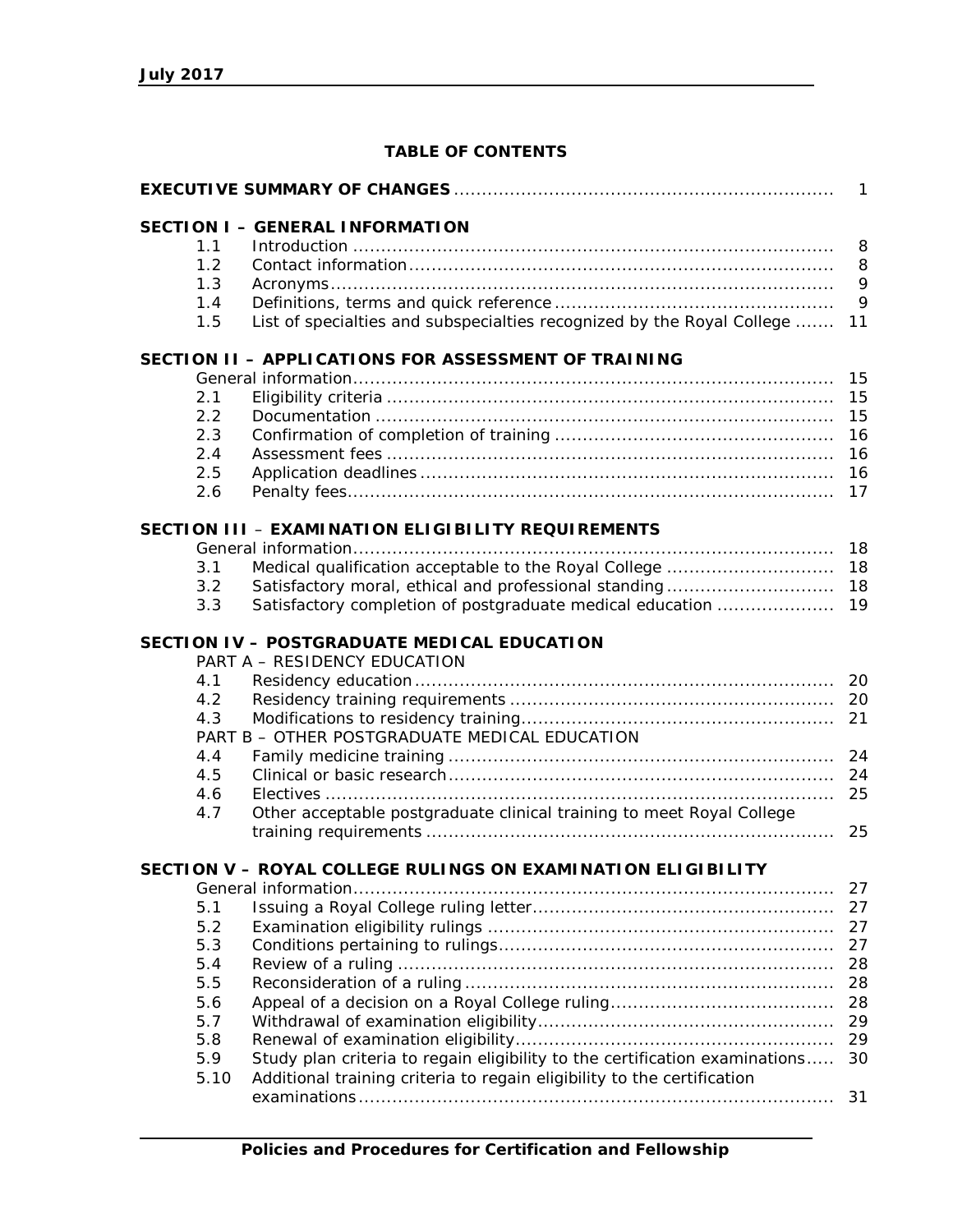## TABLE OF CONTENTS

**EXECUTIVE SUMMARY OF CHANGES** ........ 1

**SECTION I – GENERAL INFORMATION**

- 1.1 Introduction ........ 8
- 1.2 Contact information ........ 8
- 1.3 Acronyms ........ 9
- 1.4 Definitions, terms and quick reference ........ 9
- 1.5 List of specialties and subspecialties recognized by the Royal College ........ 11

**SECTION II – APPLICATIONS FOR ASSESSMENT OF TRAINING**

- General information ........ 15
- 2.1 Eligibility criteria ........ 15
- 2.2 Documentation ........ 15
- 2.3 Confirmation of completion of training ........ 16
- 2.4 Assessment fees ........ 16
- 2.5 Application deadlines ........ 16
- 2.6 Penalty fees ........ 17

**SECTION III – EXAMINATION ELIGIBILITY REQUIREMENTS**

- General information ........ 18
- 3.1 Medical qualification acceptable to the Royal College ........ 18
- 3.2 Satisfactory moral, ethical and professional standing ........ 18
- 3.3 Satisfactory completion of postgraduate medical education ........ 19

**SECTION IV – POSTGRADUATE MEDICAL EDUCATION**

PART A – RESIDENCY EDUCATION

- 4.1 Residency education ........ 20
- 4.2 Residency training requirements ........ 20
- 4.3 Modifications to residency training ........ 21

PART B – OTHER POSTGRADUATE MEDICAL EDUCATION

- 4.4 Family medicine training ........ 24
- 4.5 Clinical or basic research ........ 24
- 4.6 Electives ........ 25
- 4.7 Other acceptable postgraduate clinical training to meet Royal College training requirements ........ 25

**SECTION V – ROYAL COLLEGE RULINGS ON EXAMINATION ELIGIBILITY**

- General information ........ 27
- 5.1 Issuing a Royal College ruling letter ........ 27
- 5.2 Examination eligibility rulings ........ 27
- 5.3 Conditions pertaining to rulings ........ 27
- 5.4 Review of a ruling ........ 28
- 5.5 Reconsideration of a ruling ........ 28
- 5.6 Appeal of a decision on a Royal College ruling ........ 28
- 5.7 Withdrawal of examination eligibility ........ 29
- 5.8 Renewal of examination eligibility ........ 29
- 5.9 Study plan criteria to regain eligibility to the certification examinations ........ 30
- 5.10 Additional training criteria to regain eligibility to the certification examinations ........ 31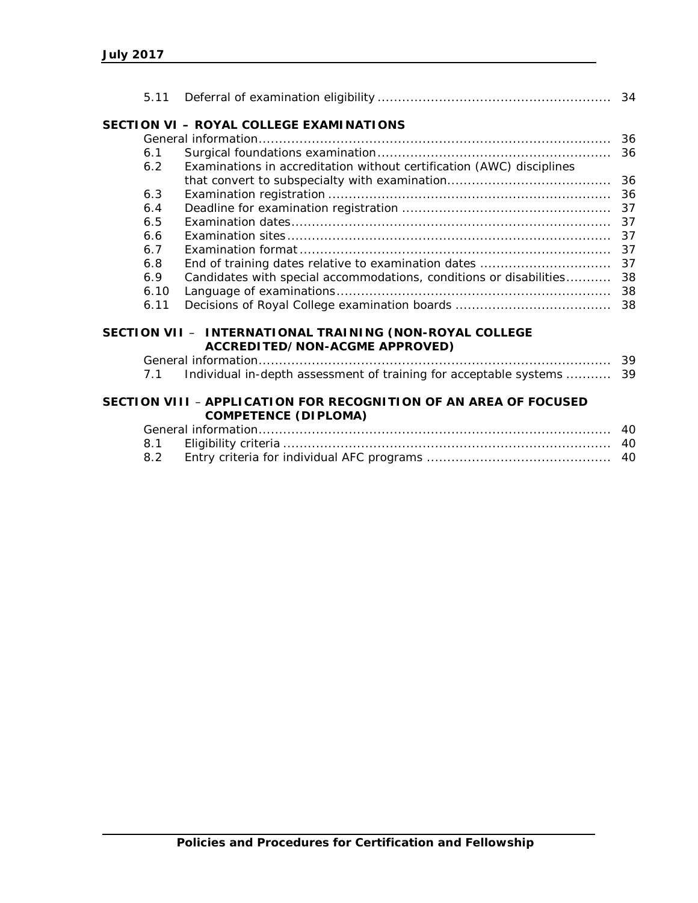| | | |
|---|---|---|
| 5.11 | Deferral of examination eligibility | 34 |

**SECTION VI – ROYAL COLLEGE EXAMINATIONS**

| | | |
|---|---|---|
| | General information | 36 |
| 6.1 | Surgical foundations examination | 36 |
| 6.2 | Examinations in accreditation without certification (AWC) disciplines that convert to subspecialty with examination | 36 |
| 6.3 | Examination registration | 36 |
| 6.4 | Deadline for examination registration | 37 |
| 6.5 | Examination dates | 37 |
| 6.6 | Examination sites | 37 |
| 6.7 | Examination format | 37 |
| 6.8 | End of training dates relative to examination dates | 37 |
| 6.9 | Candidates with special accommodations, conditions or disabilities | 38 |
| 6.10 | Language of examinations | 38 |
| 6.11 | Decisions of Royal College examination boards | 38 |

**SECTION VII – INTERNATIONAL TRAINING (NON-ROYAL COLLEGE ACCREDITED/NON-ACGME APPROVED)**

| | | |
|---|---|---|
| | General information | 39 |
| 7.1 | Individual in-depth assessment of training for acceptable systems | 39 |

**SECTION VIII – APPLICATION FOR RECOGNITION OF AN AREA OF FOCUSED COMPETENCE (DIPLOMA)**

| | | |
|---|---|---|
| | General information | 40 |
| 8.1 | Eligibility criteria | 40 |
| 8.2 | Entry criteria for individual AFC programs | 40 |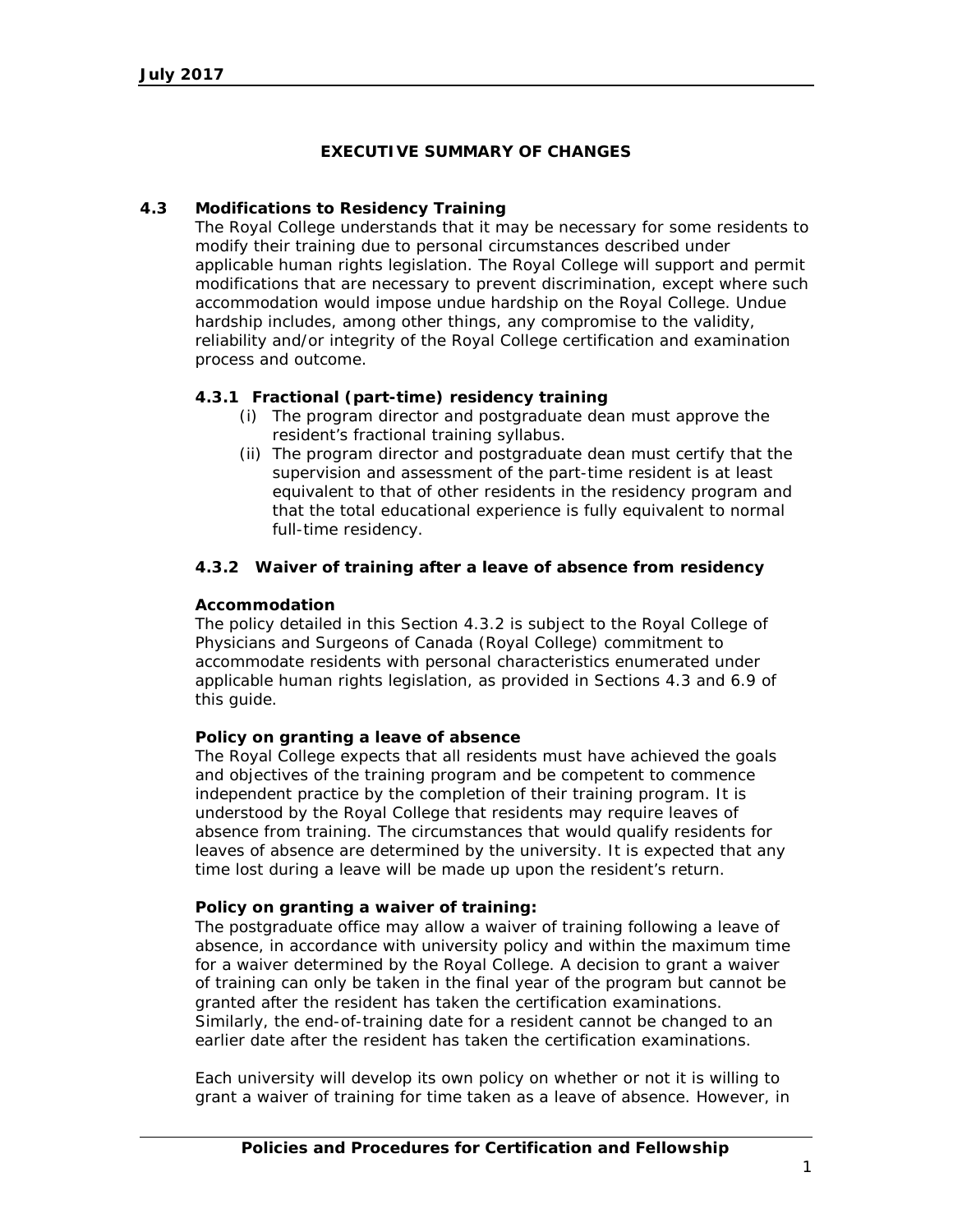## EXECUTIVE SUMMARY OF CHANGES

### 4.3 Modifications to Residency Training

The Royal College understands that it may be necessary for some residents to modify their training due to personal circumstances described under applicable human rights legislation. The Royal College will support and permit modifications that are necessary to prevent discrimination, except where such accommodation would impose undue hardship on the Royal College. Undue hardship includes, among other things, any compromise to the validity, reliability and/or integrity of the Royal College certification and examination process and outcome.

#### 4.3.1 Fractional (part-time) residency training

(i) The program director and postgraduate dean must approve the resident's fractional training syllabus.

(ii) The program director and postgraduate dean must certify that the supervision and assessment of the part-time resident is at least equivalent to that of other residents in the residency program and that the total educational experience is fully equivalent to normal full-time residency.

#### 4.3.2 Waiver of training after a leave of absence from residency

**Accommodation**

The policy detailed in this Section 4.3.2 is subject to the Royal College of Physicians and Surgeons of Canada (Royal College) commitment to accommodate residents with personal characteristics enumerated under applicable human rights legislation, as provided in Sections 4.3 and 6.9 of this guide.

**Policy on granting a leave of absence**

The Royal College expects that all residents must have achieved the goals and objectives of the training program and be competent to commence independent practice by the completion of their training program. It is understood by the Royal College that residents may require leaves of absence from training. The circumstances that would qualify residents for leaves of absence are determined by the university. It is expected that any time lost during a leave will be made up upon the resident's return.

**Policy on granting a waiver of training:**

The postgraduate office may allow a waiver of training following a leave of absence, in accordance with university policy and within the maximum time for a waiver determined by the Royal College. A decision to grant a waiver of training can only be taken in the final year of the program but cannot be granted after the resident has taken the certification examinations. Similarly, the end-of-training date for a resident cannot be changed to an earlier date after the resident has taken the certification examinations.

Each university will develop its own policy on whether or not it is willing to grant a waiver of training for time taken as a leave of absence. However, in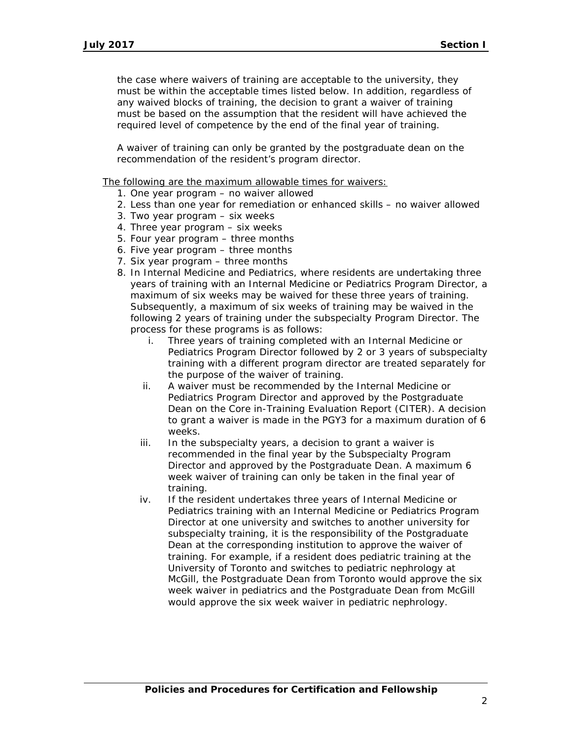the case where waivers of training are acceptable to the university, they must be within the acceptable times listed below. In addition, regardless of any waived blocks of training, the decision to grant a waiver of training must be based on the assumption that the resident will have achieved the required level of competence by the end of the final year of training.

A waiver of training can only be granted by the postgraduate dean on the recommendation of the resident's program director.

<u>The following are the maximum allowable times for waivers:</u>

1. One year program – no waiver allowed
2. Less than one year for remediation or enhanced skills – no waiver allowed
3. Two year program – six weeks
4. Three year program – six weeks
5. Four year program – three months
6. Five year program – three months
7. Six year program – three months
8. In Internal Medicine and Pediatrics, where residents are undertaking three years of training with an Internal Medicine or Pediatrics Program Director, a maximum of six weeks may be waived for these three years of training. Subsequently, a maximum of six weeks of training may be waived in the following 2 years of training under the subspecialty Program Director. The process for these programs is as follows:
    i. Three years of training completed with an Internal Medicine or Pediatrics Program Director followed by 2 or 3 years of subspecialty training with a different program director are treated separately for the purpose of the waiver of training.
    ii. A waiver must be recommended by the Internal Medicine or Pediatrics Program Director and approved by the Postgraduate Dean on the Core in-Training Evaluation Report (CITER). A decision to grant a waiver is made in the PGY3 for a maximum duration of 6 weeks.
    iii. In the subspecialty years, a decision to grant a waiver is recommended in the final year by the Subspecialty Program Director and approved by the Postgraduate Dean. A maximum 6 week waiver of training can only be taken in the final year of training.
    iv. If the resident undertakes three years of Internal Medicine or Pediatrics training with an Internal Medicine or Pediatrics Program Director at one university and switches to another university for subspecialty training, it is the responsibility of the Postgraduate Dean at the corresponding institution to approve the waiver of training. For example, if a resident does pediatric training at the University of Toronto and switches to pediatric nephrology at McGill, the Postgraduate Dean from Toronto would approve the six week waiver in pediatrics and the Postgraduate Dean from McGill would approve the six week waiver in pediatric nephrology.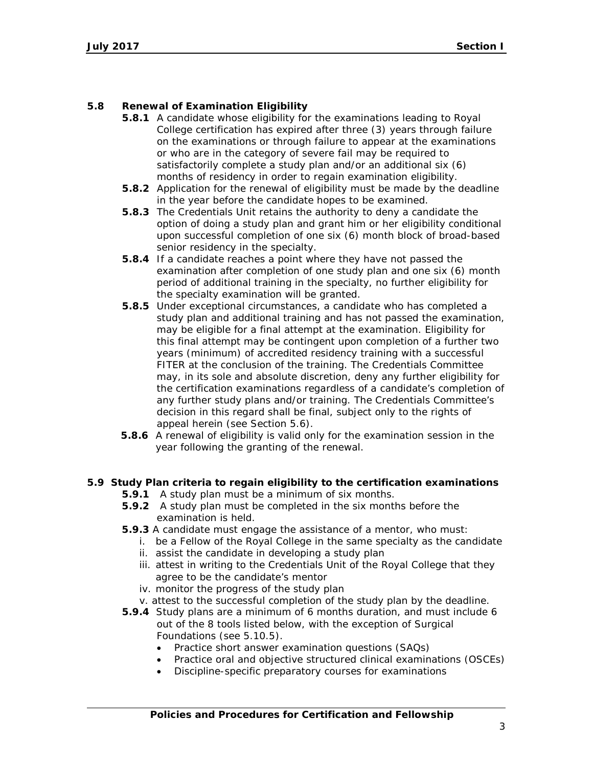## 5.8 Renewal of Examination Eligibility

**5.8.1** A candidate whose eligibility for the examinations leading to Royal College certification has expired after three (3) years through failure on the examinations or through failure to appear at the examinations or who are in the category of severe fail may be required to satisfactorily complete a study plan and/or an additional six (6) months of residency in order to regain examination eligibility.

**5.8.2** Application for the renewal of eligibility must be made by the deadline in the year before the candidate hopes to be examined.

**5.8.3** The Credentials Unit retains the authority to deny a candidate the option of doing a study plan and grant him or her eligibility conditional upon successful completion of one six (6) month block of broad-based senior residency in the specialty.

**5.8.4** If a candidate reaches a point where they have not passed the examination after completion of one study plan and one six (6) month period of additional training in the specialty, no further eligibility for the specialty examination will be granted.

**5.8.5** Under exceptional circumstances, a candidate who has completed a study plan and additional training and has not passed the examination, may be eligible for a final attempt at the examination. Eligibility for this final attempt may be contingent upon completion of a further two years (minimum) of accredited residency training with a successful FITER at the conclusion of the training. The Credentials Committee may, in its sole and absolute discretion, deny any further eligibility for the certification examinations regardless of a candidate's completion of any further study plans and/or training. The Credentials Committee's decision in this regard shall be final, subject only to the rights of appeal herein (see Section 5.6).

**5.8.6** A renewal of eligibility is valid only for the examination session in the year following the granting of the renewal.

## 5.9 Study Plan criteria to regain eligibility to the certification examinations

**5.9.1** A study plan must be a minimum of six months.

**5.9.2** A study plan must be completed in the six months before the examination is held.

**5.9.3** A candidate must engage the assistance of a mentor, who must:

i. be a Fellow of the Royal College in the same specialty as the candidate
ii. assist the candidate in developing a study plan
iii. attest in writing to the Credentials Unit of the Royal College that they agree to be the candidate's mentor
iv. monitor the progress of the study plan
v. attest to the successful completion of the study plan by the deadline.

**5.9.4** Study plans are a minimum of 6 months duration, and must include 6 out of the 8 tools listed below, with the exception of Surgical Foundations (see 5.10.5).

- Practice short answer examination questions (SAQs)
- Practice oral and objective structured clinical examinations (OSCEs)
- Discipline-specific preparatory courses for examinations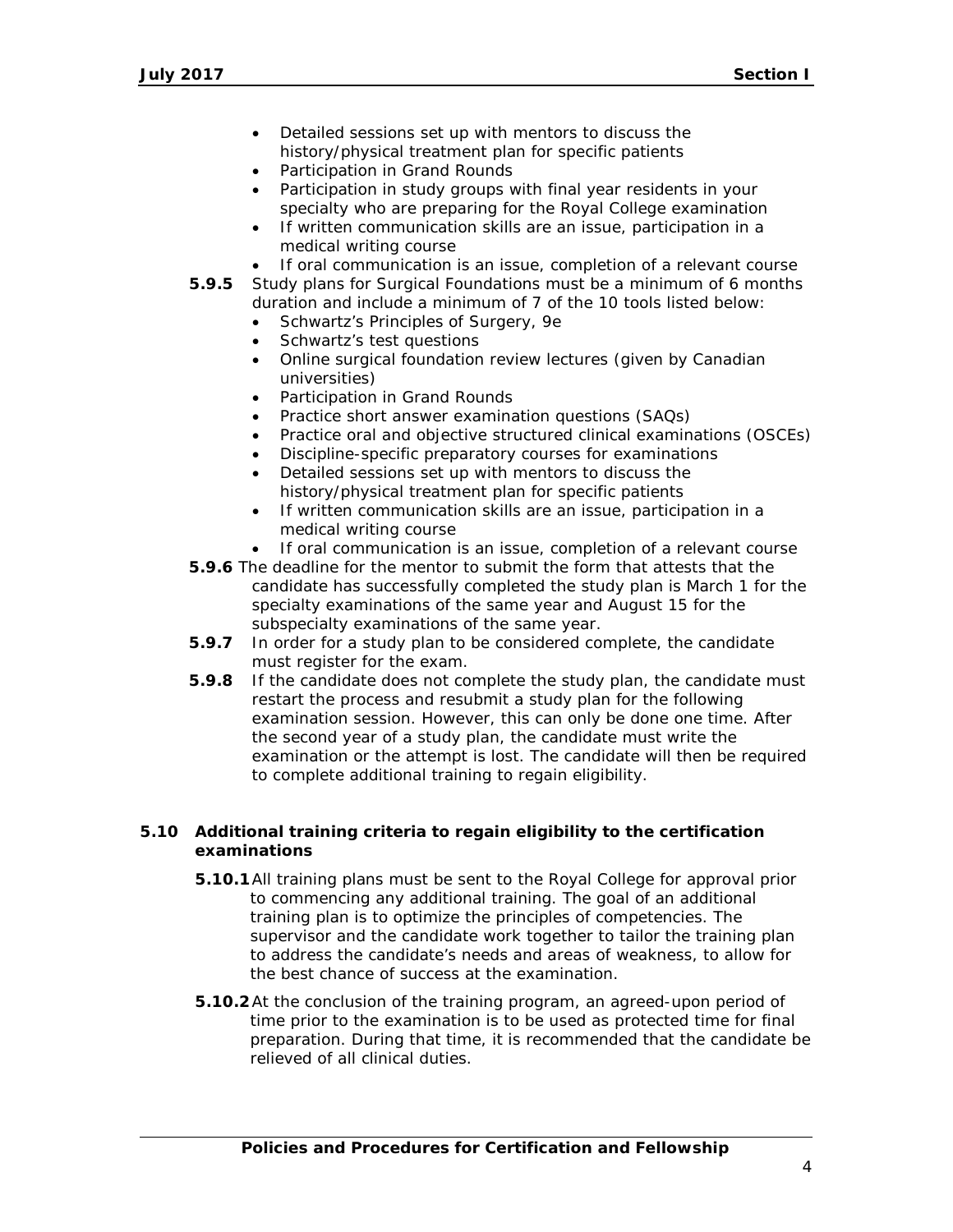- Detailed sessions set up with mentors to discuss the history/physical treatment plan for specific patients
- Participation in Grand Rounds
- Participation in study groups with final year residents in your specialty who are preparing for the Royal College examination
- If written communication skills are an issue, participation in a medical writing course
- If oral communication is an issue, completion of a relevant course

**5.9.5** Study plans for Surgical Foundations must be a minimum of 6 months duration and include a minimum of 7 of the 10 tools listed below:

- Schwartz's Principles of Surgery, 9e
- Schwartz's test questions
- Online surgical foundation review lectures (given by Canadian universities)
- Participation in Grand Rounds
- Practice short answer examination questions (SAQs)
- Practice oral and objective structured clinical examinations (OSCEs)
- Discipline-specific preparatory courses for examinations
- Detailed sessions set up with mentors to discuss the history/physical treatment plan for specific patients
- If written communication skills are an issue, participation in a medical writing course
- If oral communication is an issue, completion of a relevant course

**5.9.6** The deadline for the mentor to submit the form that attests that the candidate has successfully completed the study plan is March 1 for the specialty examinations of the same year and August 15 for the subspecialty examinations of the same year.

**5.9.7** In order for a study plan to be considered complete, the candidate must register for the exam.

**5.9.8** If the candidate does not complete the study plan, the candidate must restart the process and resubmit a study plan for the following examination session. However, this can only be done one time. After the second year of a study plan, the candidate must write the examination or the attempt is lost. The candidate will then be required to complete additional training to regain eligibility.

### 5.10 Additional training criteria to regain eligibility to the certification examinations

**5.10.1** All training plans must be sent to the Royal College for approval prior to commencing any additional training. The goal of an additional training plan is to optimize the principles of competencies. The supervisor and the candidate work together to tailor the training plan to address the candidate's needs and areas of weakness, to allow for the best chance of success at the examination.

**5.10.2** At the conclusion of the training program, an agreed-upon period of time prior to the examination is to be used as protected time for final preparation. During that time, it is recommended that the candidate be relieved of all clinical duties.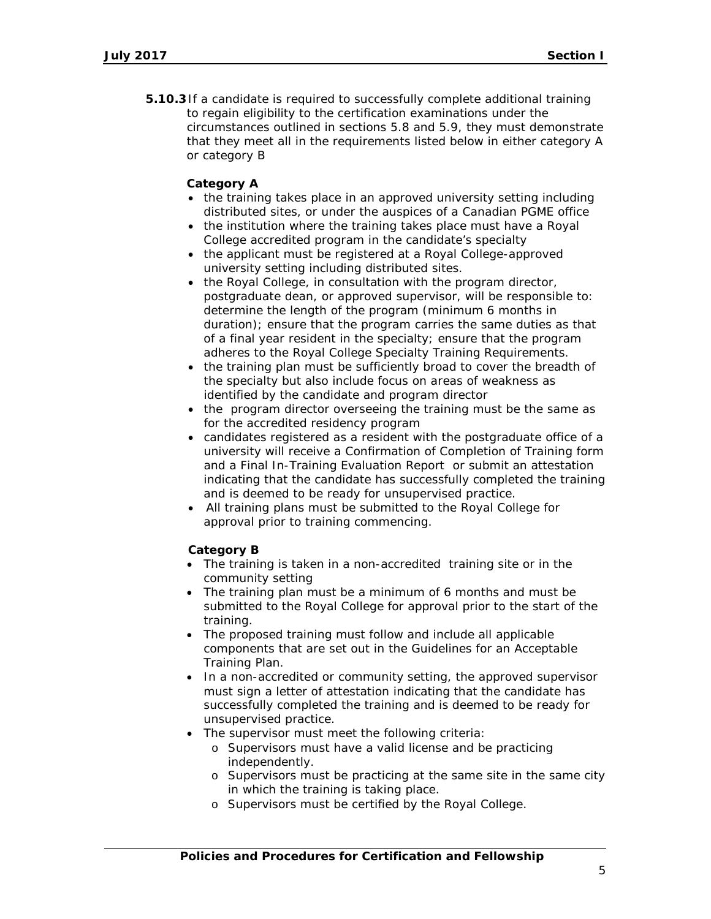**5.10.3** If a candidate is required to successfully complete additional training to regain eligibility to the certification examinations under the circumstances outlined in sections 5.8 and 5.9, they must demonstrate that they meet all in the requirements listed below in either category A or category B

**Category A**

- the training takes place in an approved university setting including distributed sites, or under the auspices of a Canadian PGME office
- the institution where the training takes place must have a Royal College accredited program in the candidate's specialty
- the applicant must be registered at a Royal College-approved university setting including distributed sites.
- the Royal College, in consultation with the program director, postgraduate dean, or approved supervisor, will be responsible to: determine the length of the program (minimum 6 months in duration); ensure that the program carries the same duties as that of a final year resident in the specialty; ensure that the program adheres to the Royal College Specialty Training Requirements.
- the training plan must be sufficiently broad to cover the breadth of the specialty but also include focus on areas of weakness as identified by the candidate and program director
- the program director overseeing the training must be the same as for the accredited residency program
- candidates registered as a resident with the postgraduate office of a university will receive a Confirmation of Completion of Training form and a Final In-Training Evaluation Report or submit an attestation indicating that the candidate has successfully completed the training and is deemed to be ready for unsupervised practice.
- All training plans must be submitted to the Royal College for approval prior to training commencing.

**Category B**

- The training is taken in a non-accredited training site or in the community setting
- The training plan must be a minimum of 6 months and must be submitted to the Royal College for approval prior to the start of the training.
- The proposed training must follow and include all applicable components that are set out in the Guidelines for an Acceptable Training Plan.
- In a non-accredited or community setting, the approved supervisor must sign a letter of attestation indicating that the candidate has successfully completed the training and is deemed to be ready for unsupervised practice.
- The supervisor must meet the following criteria:
  - Supervisors must have a valid license and be practicing independently.
  - Supervisors must be practicing at the same site in the same city in which the training is taking place.
  - Supervisors must be certified by the Royal College.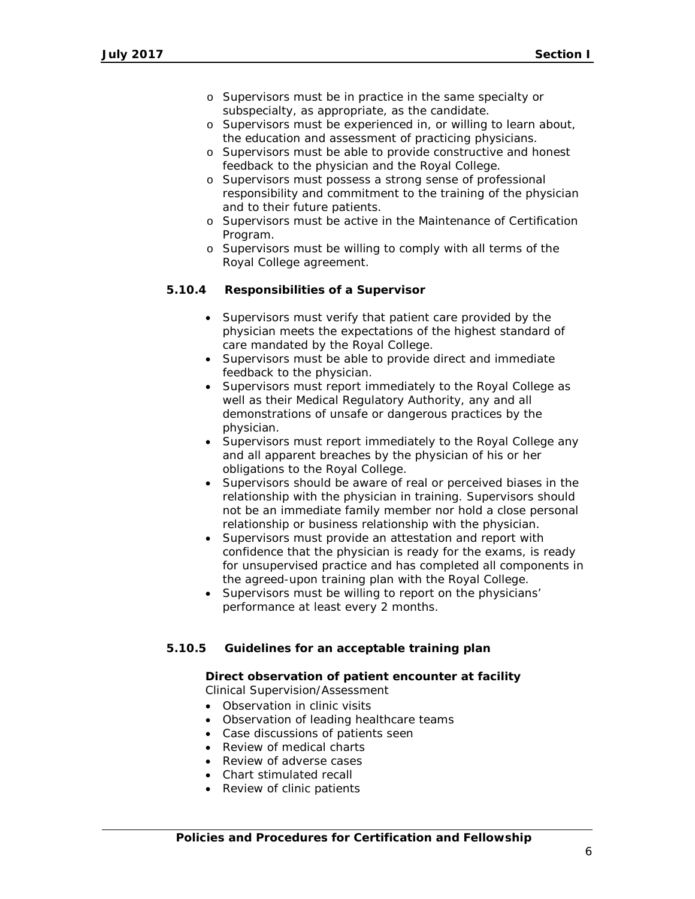- Supervisors must be in practice in the same specialty or subspecialty, as appropriate, as the candidate.
- Supervisors must be experienced in, or willing to learn about, the education and assessment of practicing physicians.
- Supervisors must be able to provide constructive and honest feedback to the physician and the Royal College.
- Supervisors must possess a strong sense of professional responsibility and commitment to the training of the physician and to their future patients.
- Supervisors must be active in the Maintenance of Certification Program.
- Supervisors must be willing to comply with all terms of the Royal College agreement.

#### 5.10.4 Responsibilities of a Supervisor

- Supervisors must verify that patient care provided by the physician meets the expectations of the highest standard of care mandated by the Royal College.
- Supervisors must be able to provide direct and immediate feedback to the physician.
- Supervisors must report immediately to the Royal College as well as their Medical Regulatory Authority, any and all demonstrations of unsafe or dangerous practices by the physician.
- Supervisors must report immediately to the Royal College any and all apparent breaches by the physician of his or her obligations to the Royal College.
- Supervisors should be aware of real or perceived biases in the relationship with the physician in training. Supervisors should not be an immediate family member nor hold a close personal relationship or business relationship with the physician.
- Supervisors must provide an attestation and report with confidence that the physician is ready for the exams, is ready for unsupervised practice and has completed all components in the agreed-upon training plan with the Royal College.
- Supervisors must be willing to report on the physicians' performance at least every 2 months.

#### 5.10.5 Guidelines for an acceptable training plan

**Direct observation of patient encounter at facility**
Clinical Supervision/Assessment

- Observation in clinic visits
- Observation of leading healthcare teams
- Case discussions of patients seen
- Review of medical charts
- Review of adverse cases
- Chart stimulated recall
- Review of clinic patients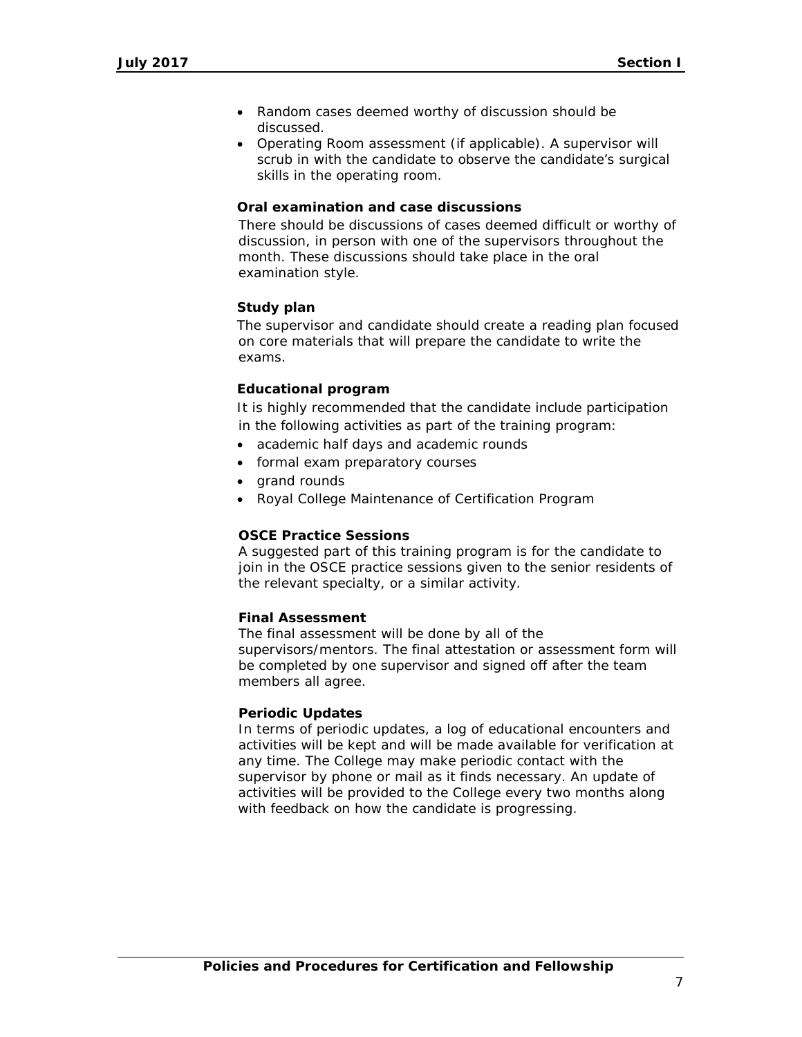- Random cases deemed worthy of discussion should be discussed.
- Operating Room assessment (if applicable). A supervisor will scrub in with the candidate to observe the candidate's surgical skills in the operating room.

**Oral examination and case discussions**

There should be discussions of cases deemed difficult or worthy of discussion, in person with one of the supervisors throughout the month. These discussions should take place in the oral examination style.

**Study plan**

The supervisor and candidate should create a reading plan focused on core materials that will prepare the candidate to write the exams.

**Educational program**

It is highly recommended that the candidate include participation in the following activities as part of the training program:

- academic half days and academic rounds
- formal exam preparatory courses
- grand rounds
- Royal College Maintenance of Certification Program

**OSCE Practice Sessions**

A suggested part of this training program is for the candidate to join in the OSCE practice sessions given to the senior residents of the relevant specialty, or a similar activity.

**Final Assessment**

The final assessment will be done by all of the supervisors/mentors. The final attestation or assessment form will be completed by one supervisor and signed off after the team members all agree.

**Periodic Updates**

In terms of periodic updates, a log of educational encounters and activities will be kept and will be made available for verification at any time. The College may make periodic contact with the supervisor by phone or mail as it finds necessary. An update of activities will be provided to the College every two months along with feedback on how the candidate is progressing.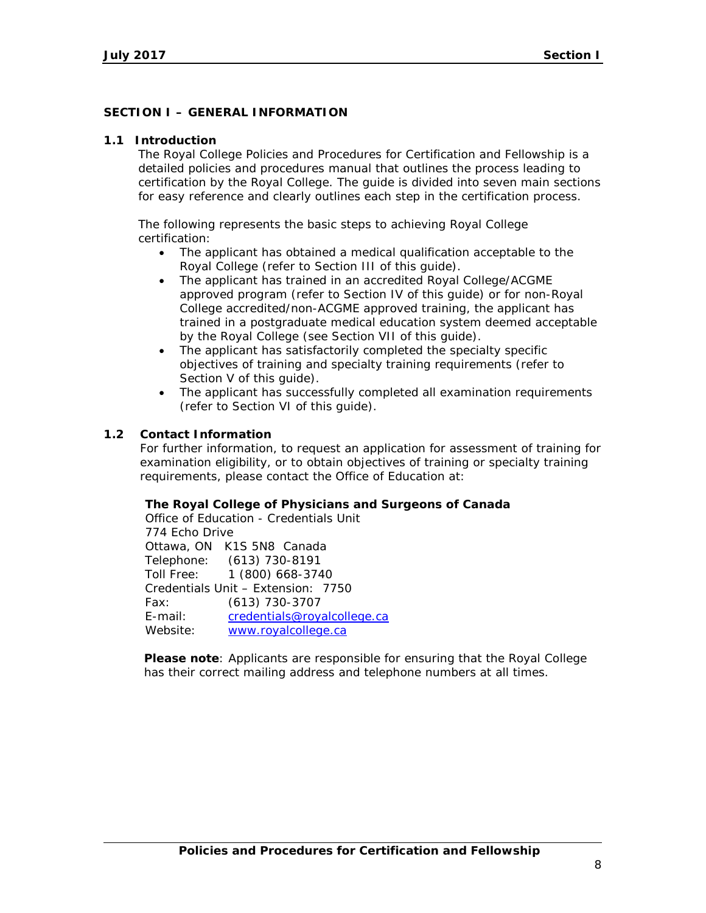# SECTION I – GENERAL INFORMATION

## 1.1 Introduction

The Royal College Policies and Procedures for Certification and Fellowship is a detailed policies and procedures manual that outlines the process leading to certification by the Royal College. The guide is divided into seven main sections for easy reference and clearly outlines each step in the certification process.

The following represents the basic steps to achieving Royal College certification:

- The applicant has obtained a medical qualification acceptable to the Royal College (refer to Section III of this guide).
- The applicant has trained in an accredited Royal College/ACGME approved program (refer to Section IV of this guide) or for non-Royal College accredited/non-ACGME approved training, the applicant has trained in a postgraduate medical education system deemed acceptable by the Royal College (see Section VII of this guide).
- The applicant has satisfactorily completed the specialty specific objectives of training and specialty training requirements (refer to Section V of this guide).
- The applicant has successfully completed all examination requirements (refer to Section VI of this guide).

## 1.2 Contact Information

For further information, to request an application for assessment of training for examination eligibility, or to obtain objectives of training or specialty training requirements, please contact the Office of Education at:

**The Royal College of Physicians and Surgeons of Canada**
Office of Education - Credentials Unit
774 Echo Drive
Ottawa, ON K1S 5N8 Canada
Telephone: (613) 730-8191
Toll Free: 1 (800) 668-3740
Credentials Unit – Extension: 7750
Fax: (613) 730-3707
E-mail: credentials@royalcollege.ca
Website: www.royalcollege.ca

**Please note**: Applicants are responsible for ensuring that the Royal College has their correct mailing address and telephone numbers at all times.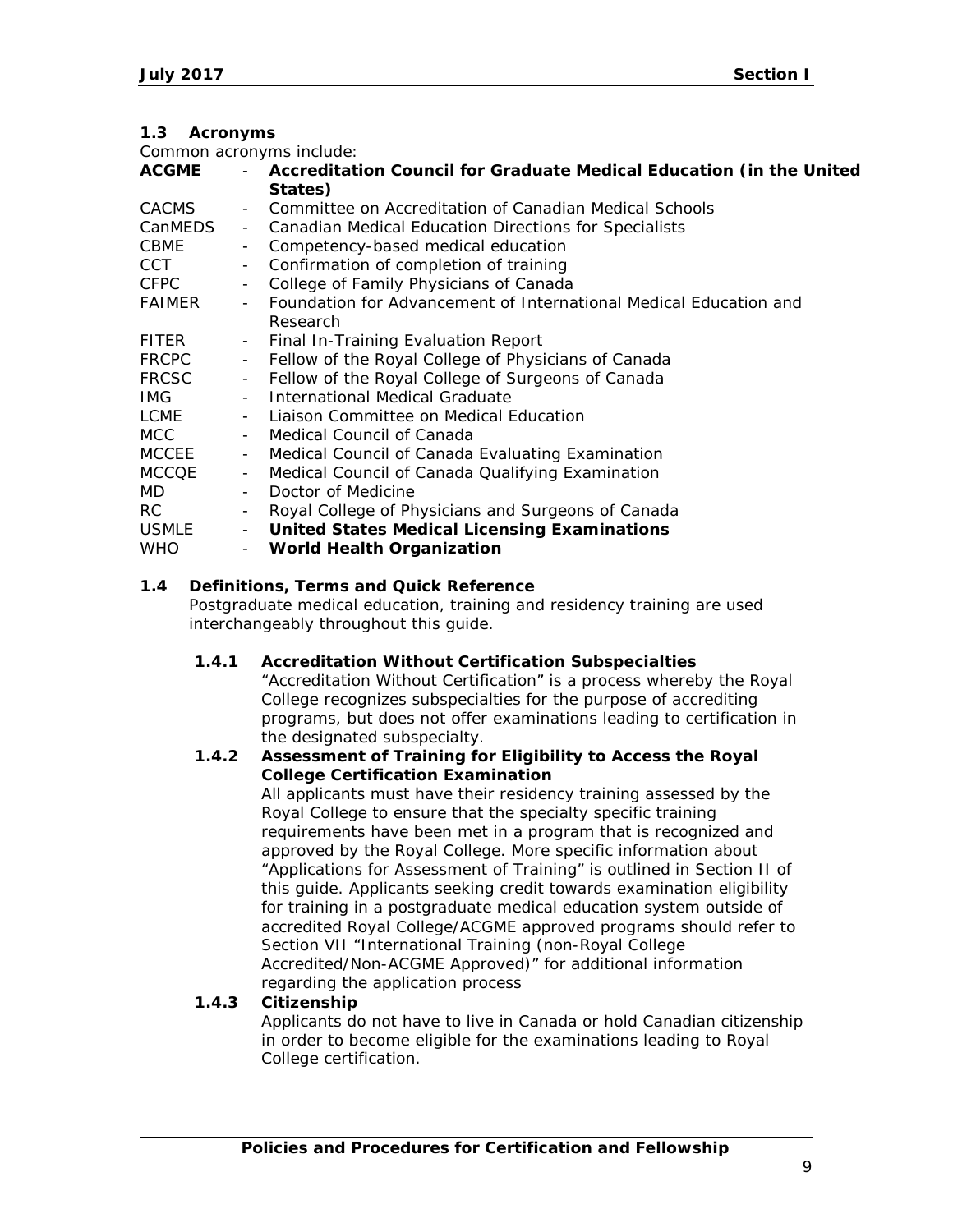## 1.3 Acronyms

Common acronyms include:

**ACGME** - **Accreditation Council for Graduate Medical Education (in the United States)**
CACMS - Committee on Accreditation of Canadian Medical Schools
CanMEDS - Canadian Medical Education Directions for Specialists
CBME - Competency-based medical education
CCT - Confirmation of completion of training
CFPC - College of Family Physicians of Canada
FAIMER - Foundation for Advancement of International Medical Education and Research
FITER - Final In-Training Evaluation Report
FRCPC - Fellow of the Royal College of Physicians of Canada
FRCSC - Fellow of the Royal College of Surgeons of Canada
IMG - International Medical Graduate
LCME - Liaison Committee on Medical Education
MCC - Medical Council of Canada
MCCEE - Medical Council of Canada Evaluating Examination
MCCQE - Medical Council of Canada Qualifying Examination
MD - Doctor of Medicine
RC - Royal College of Physicians and Surgeons of Canada
USMLE - **United States Medical Licensing Examinations**
WHO - **World Health Organization**

## 1.4 Definitions, Terms and Quick Reference

Postgraduate medical education, training and residency training are used interchangeably throughout this guide.

### 1.4.1 Accreditation Without Certification Subspecialties

"Accreditation Without Certification" is a process whereby the Royal College recognizes subspecialties for the purpose of accrediting programs, but does not offer examinations leading to certification in the designated subspecialty.

### 1.4.2 Assessment of Training for Eligibility to Access the Royal College Certification Examination

All applicants must have their residency training assessed by the Royal College to ensure that the specialty specific training requirements have been met in a program that is recognized and approved by the Royal College. More specific information about "Applications for Assessment of Training" is outlined in Section II of this guide. Applicants seeking credit towards examination eligibility for training in a postgraduate medical education system outside of accredited Royal College/ACGME approved programs should refer to Section VII "International Training (non-Royal College Accredited/Non-ACGME Approved)" for additional information regarding the application process

### 1.4.3 Citizenship

Applicants do not have to live in Canada or hold Canadian citizenship in order to become eligible for the examinations leading to Royal College certification.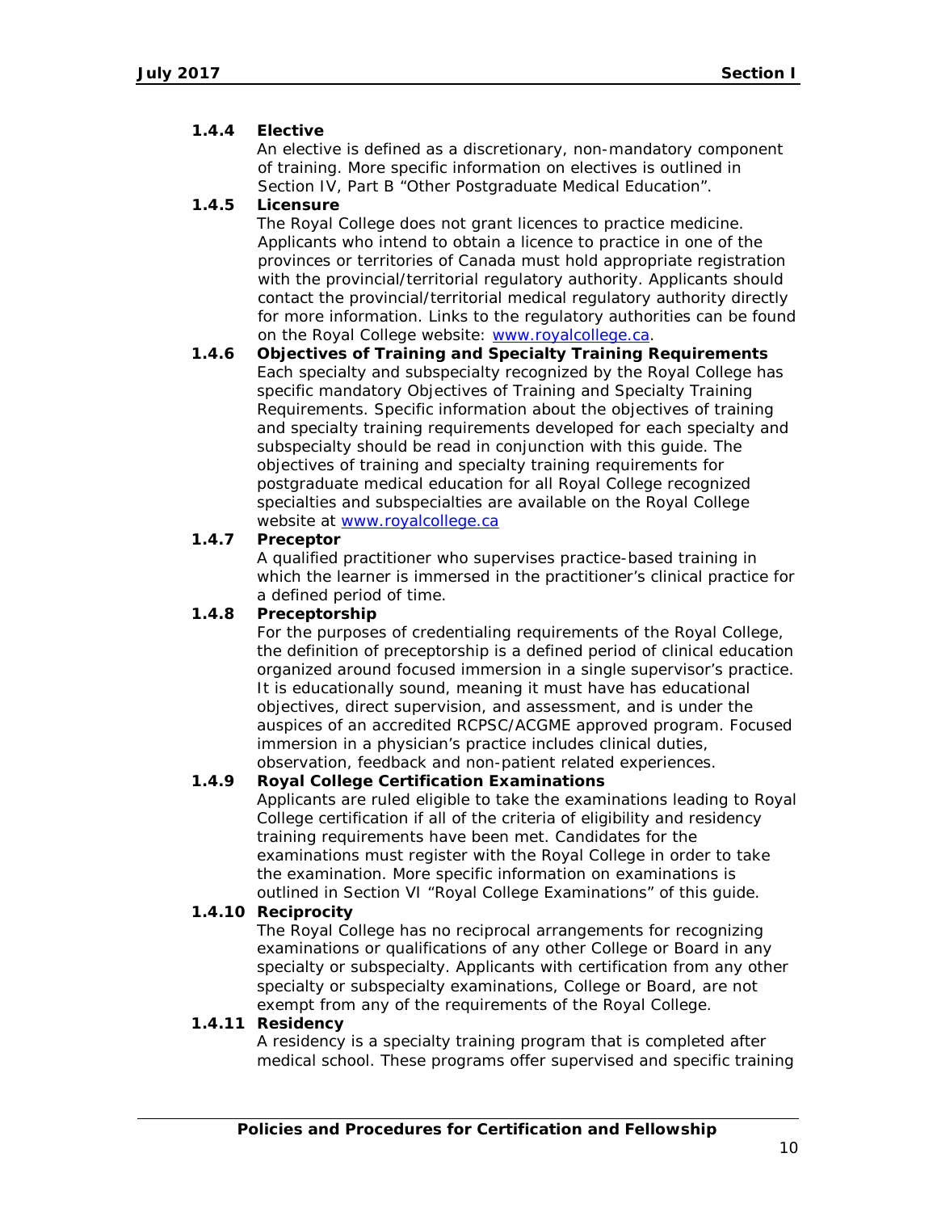#### 1.4.4 Elective

An elective is defined as a discretionary, non-mandatory component of training. More specific information on electives is outlined in Section IV, Part B "Other Postgraduate Medical Education".

#### 1.4.5 Licensure

The Royal College does not grant licences to practice medicine. Applicants who intend to obtain a licence to practice in one of the provinces or territories of Canada must hold appropriate registration with the provincial/territorial regulatory authority. Applicants should contact the provincial/territorial medical regulatory authority directly for more information. Links to the regulatory authorities can be found on the Royal College website: [www.royalcollege.ca](http://www.royalcollege.ca).

#### 1.4.6 Objectives of Training and Specialty Training Requirements

Each specialty and subspecialty recognized by the Royal College has specific mandatory Objectives of Training and Specialty Training Requirements. Specific information about the objectives of training and specialty training requirements developed for each specialty and subspecialty should be read in conjunction with this guide. The objectives of training and specialty training requirements for postgraduate medical education for all Royal College recognized specialties and subspecialties are available on the Royal College website at [www.royalcollege.ca](http://www.royalcollege.ca)

#### 1.4.7 Preceptor

A qualified practitioner who supervises practice-based training in which the learner is immersed in the practitioner's clinical practice for a defined period of time.

#### 1.4.8 Preceptorship

For the purposes of credentialing requirements of the Royal College, the definition of preceptorship is a defined period of clinical education organized around focused immersion in a single supervisor's practice. It is educationally sound, meaning it must have has educational objectives, direct supervision, and assessment, and is under the auspices of an accredited RCPSC/ACGME approved program. Focused immersion in a physician's practice includes clinical duties, observation, feedback and non-patient related experiences.

#### 1.4.9 Royal College Certification Examinations

Applicants are ruled eligible to take the examinations leading to Royal College certification if all of the criteria of eligibility and residency training requirements have been met. Candidates for the examinations must register with the Royal College in order to take the examination. More specific information on examinations is outlined in Section VI "Royal College Examinations" of this guide.

#### 1.4.10 Reciprocity

The Royal College has no reciprocal arrangements for recognizing examinations or qualifications of any other College or Board in any specialty or subspecialty. Applicants with certification from any other specialty or subspecialty examinations, College or Board, are not exempt from any of the requirements of the Royal College.

#### 1.4.11 Residency

A residency is a specialty training program that is completed after medical school. These programs offer supervised and specific training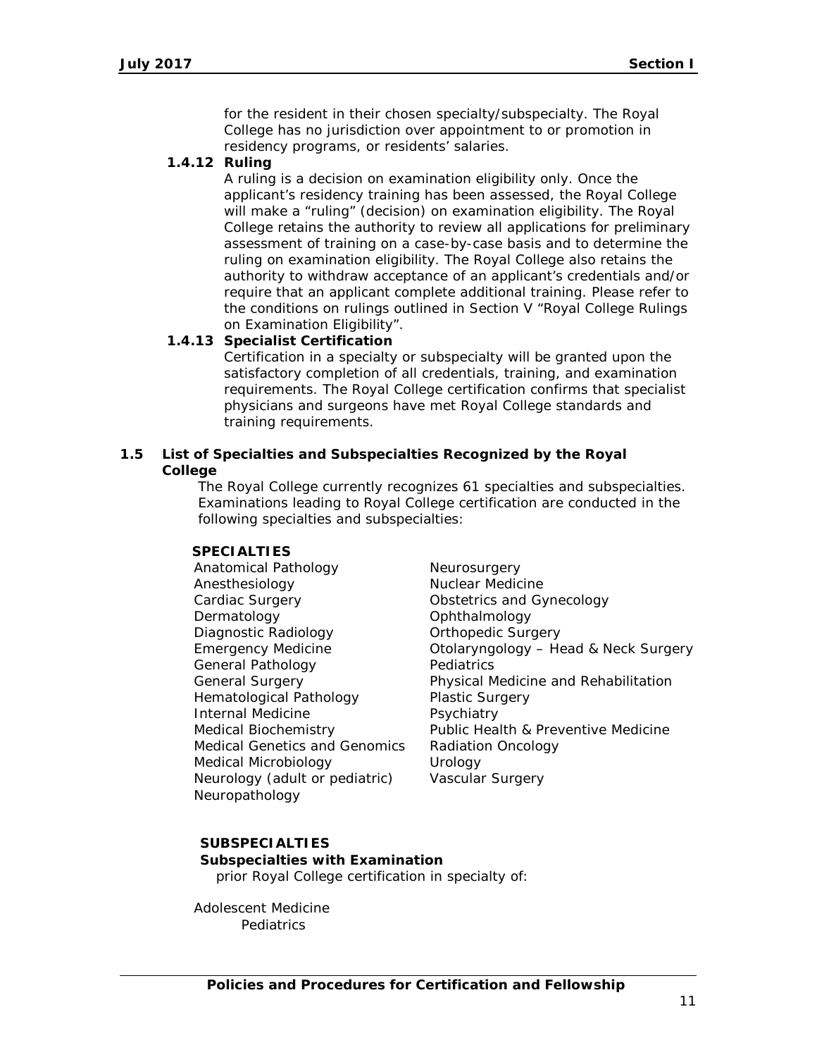for the resident in their chosen specialty/subspecialty. The Royal College has no jurisdiction over appointment to or promotion in residency programs, or residents' salaries.

**1.4.12 Ruling**

A ruling is a decision on examination eligibility only. Once the applicant's residency training has been assessed, the Royal College will make a "ruling" (decision) on examination eligibility. The Royal College retains the authority to review all applications for preliminary assessment of training on a case-by-case basis and to determine the ruling on examination eligibility. The Royal College also retains the authority to withdraw acceptance of an applicant's credentials and/or require that an applicant complete additional training. Please refer to the conditions on rulings outlined in Section V "Royal College Rulings on Examination Eligibility".

**1.4.13 Specialist Certification**

Certification in a specialty or subspecialty will be granted upon the satisfactory completion of all credentials, training, and examination requirements. The Royal College certification confirms that specialist physicians and surgeons have met Royal College standards and training requirements.

## 1.5 List of Specialties and Subspecialties Recognized by the Royal College

The Royal College currently recognizes 61 specialties and subspecialties. Examinations leading to Royal College certification are conducted in the following specialties and subspecialties:

**SPECIALTIES**

- Anatomical Pathology
- Anesthesiology
- Cardiac Surgery
- Dermatology
- Diagnostic Radiology
- Emergency Medicine
- General Pathology
- General Surgery
- Hematological Pathology
- Internal Medicine
- Medical Biochemistry
- Medical Genetics and Genomics
- Medical Microbiology
- Neurology (adult or pediatric)
- Neuropathology
- Neurosurgery
- Nuclear Medicine
- Obstetrics and Gynecology
- Ophthalmology
- Orthopedic Surgery
- Otolaryngology – Head & Neck Surgery
- Pediatrics
- Physical Medicine and Rehabilitation
- Plastic Surgery
- Psychiatry
- Public Health & Preventive Medicine
- Radiation Oncology
- Urology
- Vascular Surgery

**SUBSPECIALTIES**

**Subspecialties with Examination**

prior Royal College certification in specialty of:

Adolescent Medicine
Pediatrics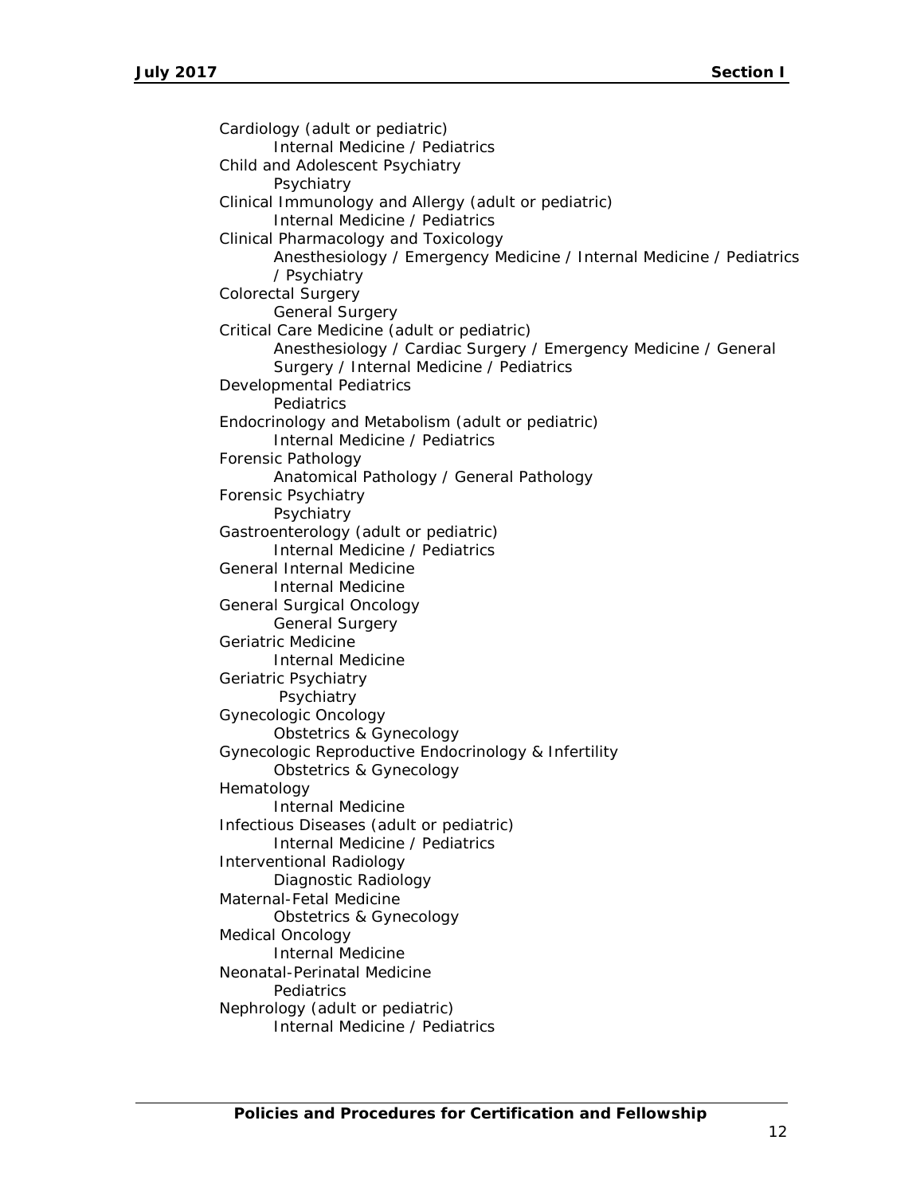Cardiology (adult or pediatric)
    Internal Medicine / Pediatrics
Child and Adolescent Psychiatry
    Psychiatry
Clinical Immunology and Allergy (adult or pediatric)
    Internal Medicine / Pediatrics
Clinical Pharmacology and Toxicology
    Anesthesiology / Emergency Medicine / Internal Medicine / Pediatrics / Psychiatry
Colorectal Surgery
    General Surgery
Critical Care Medicine (adult or pediatric)
    Anesthesiology / Cardiac Surgery / Emergency Medicine / General Surgery / Internal Medicine / Pediatrics
Developmental Pediatrics
    Pediatrics
Endocrinology and Metabolism (adult or pediatric)
    Internal Medicine / Pediatrics
Forensic Pathology
    Anatomical Pathology / General Pathology
Forensic Psychiatry
    Psychiatry
Gastroenterology (adult or pediatric)
    Internal Medicine / Pediatrics
General Internal Medicine
    Internal Medicine
General Surgical Oncology
    General Surgery
Geriatric Medicine
    Internal Medicine
Geriatric Psychiatry
    Psychiatry
Gynecologic Oncology
    Obstetrics & Gynecology
Gynecologic Reproductive Endocrinology & Infertility
    Obstetrics & Gynecology
Hematology
    Internal Medicine
Infectious Diseases (adult or pediatric)
    Internal Medicine / Pediatrics
Interventional Radiology
    Diagnostic Radiology
Maternal-Fetal Medicine
    Obstetrics & Gynecology
Medical Oncology
    Internal Medicine
Neonatal-Perinatal Medicine
    Pediatrics
Nephrology (adult or pediatric)
    Internal Medicine / Pediatrics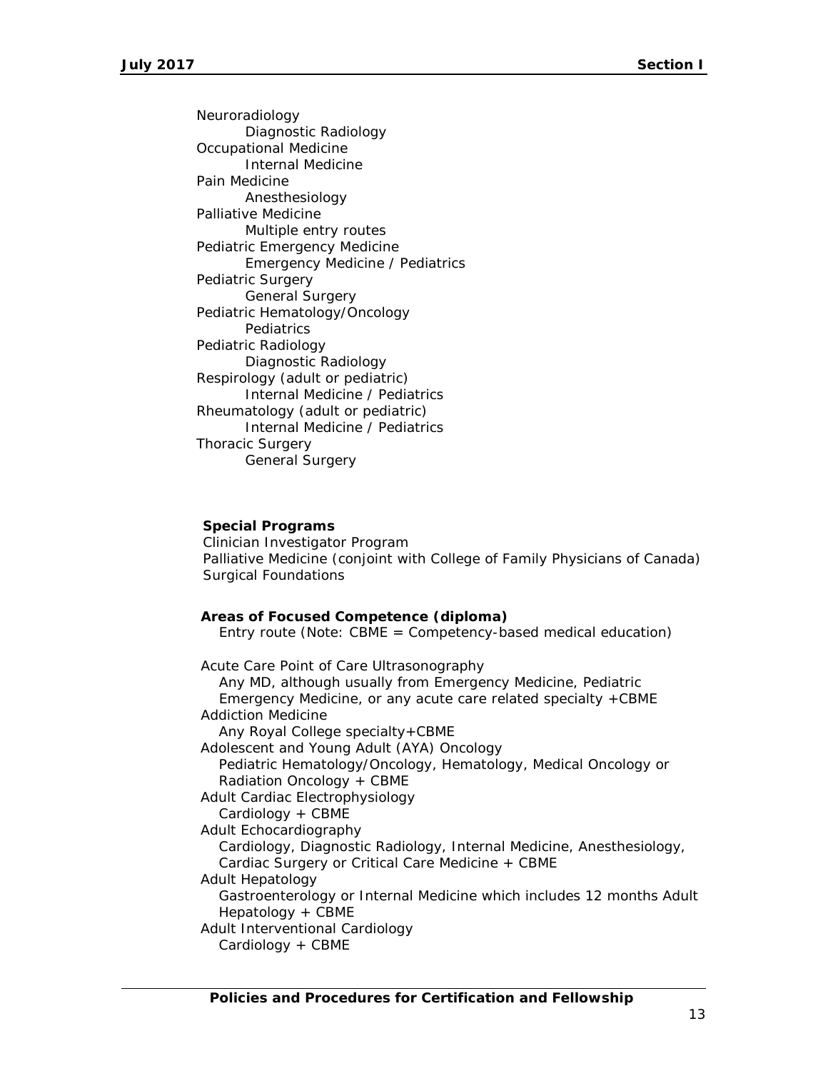Neuroradiology
  Diagnostic Radiology
Occupational Medicine
  Internal Medicine
Pain Medicine
  Anesthesiology
Palliative Medicine
  Multiple entry routes
Pediatric Emergency Medicine
  Emergency Medicine / Pediatrics
Pediatric Surgery
  General Surgery
Pediatric Hematology/Oncology
  Pediatrics
Pediatric Radiology
  Diagnostic Radiology
Respirology (adult or pediatric)
  Internal Medicine / Pediatrics
Rheumatology (adult or pediatric)
  Internal Medicine / Pediatrics
Thoracic Surgery
  General Surgery

**Special Programs**

Clinician Investigator Program
Palliative Medicine (conjoint with College of Family Physicians of Canada)
Surgical Foundations

**Areas of Focused Competence (diploma)**

Entry route (Note: CBME = Competency-based medical education)

Acute Care Point of Care Ultrasonography
  Any MD, although usually from Emergency Medicine, Pediatric Emergency Medicine, or any acute care related specialty +CBME
Addiction Medicine
  Any Royal College specialty+CBME
Adolescent and Young Adult (AYA) Oncology
  Pediatric Hematology/Oncology, Hematology, Medical Oncology or Radiation Oncology + CBME
Adult Cardiac Electrophysiology
  Cardiology + CBME
Adult Echocardiography
  Cardiology, Diagnostic Radiology, Internal Medicine, Anesthesiology, Cardiac Surgery or Critical Care Medicine + CBME
Adult Hepatology
  Gastroenterology or Internal Medicine which includes 12 months Adult Hepatology + CBME
Adult Interventional Cardiology
  Cardiology + CBME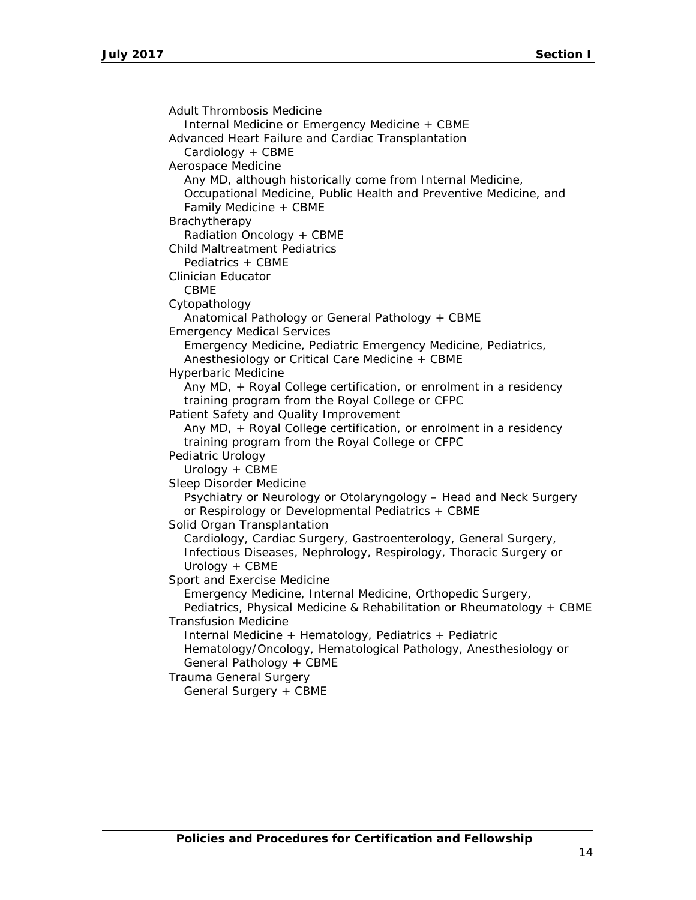Adult Thrombosis Medicine
  Internal Medicine or Emergency Medicine + CBME

Advanced Heart Failure and Cardiac Transplantation
  Cardiology + CBME

Aerospace Medicine
  Any MD, although historically come from Internal Medicine, Occupational Medicine, Public Health and Preventive Medicine, and Family Medicine + CBME

Brachytherapy
  Radiation Oncology + CBME

Child Maltreatment Pediatrics
  Pediatrics + CBME

Clinician Educator
  CBME

Cytopathology
  Anatomical Pathology or General Pathology + CBME

Emergency Medical Services
  Emergency Medicine, Pediatric Emergency Medicine, Pediatrics, Anesthesiology or Critical Care Medicine + CBME

Hyperbaric Medicine
  Any MD, + Royal College certification, or enrolment in a residency training program from the Royal College or CFPC

Patient Safety and Quality Improvement
  Any MD, + Royal College certification, or enrolment in a residency training program from the Royal College or CFPC

Pediatric Urology
  Urology + CBME

Sleep Disorder Medicine
  Psychiatry or Neurology or Otolaryngology – Head and Neck Surgery or Respirology or Developmental Pediatrics + CBME

Solid Organ Transplantation
  Cardiology, Cardiac Surgery, Gastroenterology, General Surgery, Infectious Diseases, Nephrology, Respirology, Thoracic Surgery or Urology + CBME

Sport and Exercise Medicine
  Emergency Medicine, Internal Medicine, Orthopedic Surgery, Pediatrics, Physical Medicine & Rehabilitation or Rheumatology + CBME

Transfusion Medicine
  Internal Medicine + Hematology, Pediatrics + Pediatric Hematology/Oncology, Hematological Pathology, Anesthesiology or General Pathology + CBME

Trauma General Surgery
  General Surgery + CBME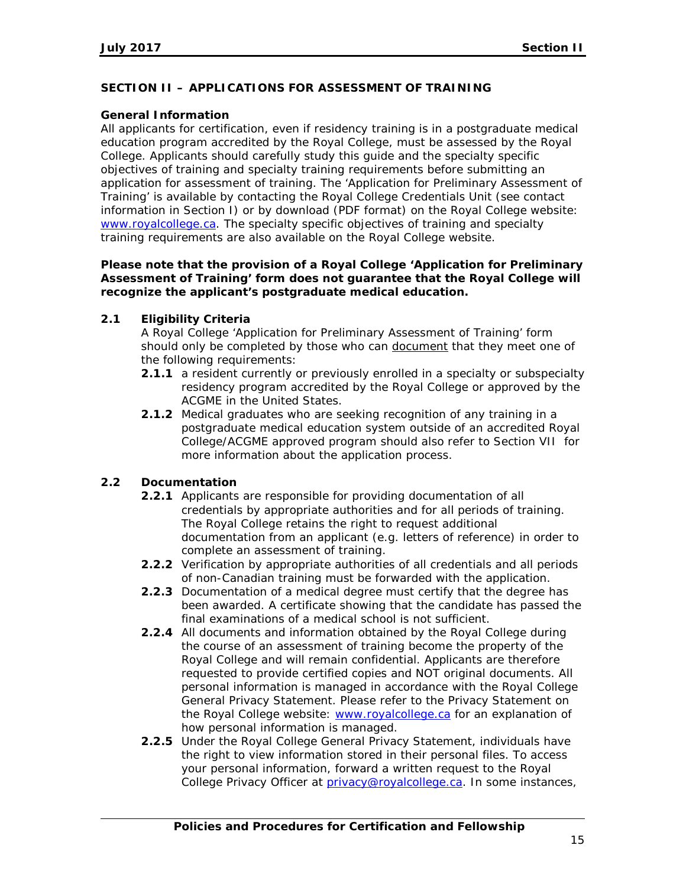## SECTION II – APPLICATIONS FOR ASSESSMENT OF TRAINING

### General Information

All applicants for certification, even if residency training is in a postgraduate medical education program accredited by the Royal College, must be assessed by the Royal College. Applicants should carefully study this guide and the specialty specific objectives of training and specialty training requirements before submitting an application for assessment of training. The 'Application for Preliminary Assessment of Training' is available by contacting the Royal College Credentials Unit (see contact information in Section I) or by download (PDF format) on the Royal College website: www.royalcollege.ca. The specialty specific objectives of training and specialty training requirements are also available on the Royal College website.

**Please note that the provision of a Royal College 'Application for Preliminary Assessment of Training' form does not guarantee that the Royal College will recognize the applicant's postgraduate medical education.**

### 2.1 Eligibility Criteria

A Royal College 'Application for Preliminary Assessment of Training' form should only be completed by those who can <u>document</u> that they meet one of the following requirements:

- **2.1.1** a resident currently or previously enrolled in a specialty or subspecialty residency program accredited by the Royal College or approved by the ACGME in the United States.
- **2.1.2** Medical graduates who are seeking recognition of any training in a postgraduate medical education system outside of an accredited Royal College/ACGME approved program should also refer to Section VII for more information about the application process.

### 2.2 Documentation

- **2.2.1** Applicants are responsible for providing documentation of all credentials by appropriate authorities and for all periods of training. The Royal College retains the right to request additional documentation from an applicant (e.g. letters of reference) in order to complete an assessment of training.
- **2.2.2** Verification by appropriate authorities of all credentials and all periods of non-Canadian training must be forwarded with the application.
- **2.2.3** Documentation of a medical degree must certify that the degree has been awarded. A certificate showing that the candidate has passed the final examinations of a medical school is not sufficient.
- **2.2.4** All documents and information obtained by the Royal College during the course of an assessment of training become the property of the Royal College and will remain confidential. Applicants are therefore requested to provide certified copies and NOT original documents. All personal information is managed in accordance with the Royal College General Privacy Statement. Please refer to the Privacy Statement on the Royal College website: www.royalcollege.ca for an explanation of how personal information is managed.
- **2.2.5** Under the Royal College General Privacy Statement, individuals have the right to view information stored in their personal files. To access your personal information, forward a written request to the Royal College Privacy Officer at privacy@royalcollege.ca. In some instances,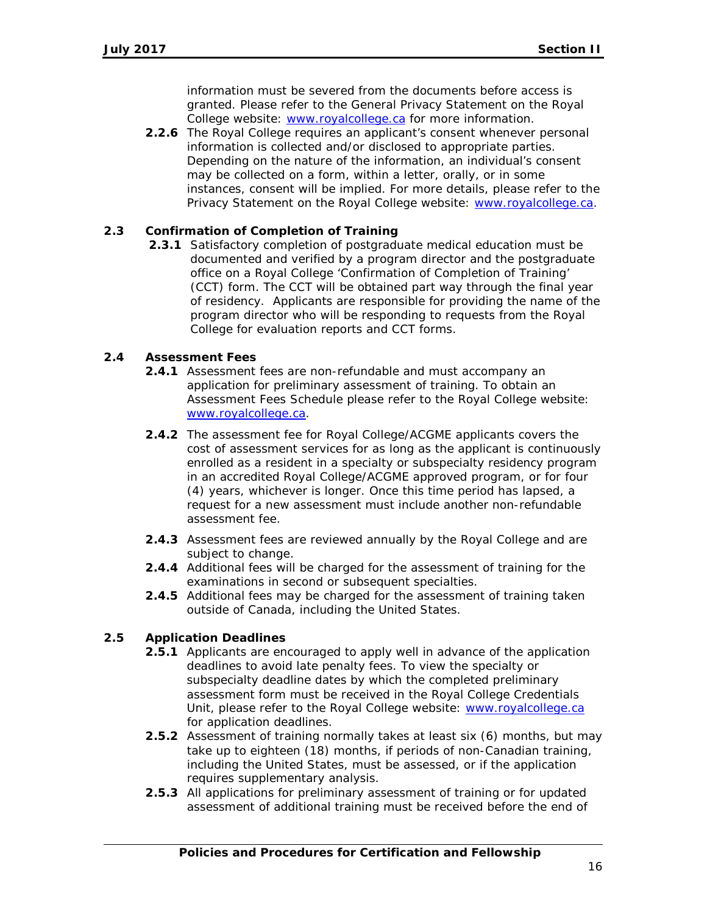information must be severed from the documents before access is granted. Please refer to the General Privacy Statement on the Royal College website: [www.royalcollege.ca](http://www.royalcollege.ca) for more information.

**2.2.6** The Royal College requires an applicant's consent whenever personal information is collected and/or disclosed to appropriate parties. Depending on the nature of the information, an individual's consent may be collected on a form, within a letter, orally, or in some instances, consent will be implied. For more details, please refer to the Privacy Statement on the Royal College website: [www.royalcollege.ca](http://www.royalcollege.ca).

### 2.3 Confirmation of Completion of Training

**2.3.1** Satisfactory completion of postgraduate medical education must be documented and verified by a program director and the postgraduate office on a Royal College 'Confirmation of Completion of Training' (CCT) form. The CCT will be obtained part way through the final year of residency. Applicants are responsible for providing the name of the program director who will be responding to requests from the Royal College for evaluation reports and CCT forms.

### 2.4 Assessment Fees

**2.4.1** Assessment fees are non-refundable and must accompany an application for preliminary assessment of training. To obtain an Assessment Fees Schedule please refer to the Royal College website: [www.royalcollege.ca](http://www.royalcollege.ca).

**2.4.2** The assessment fee for Royal College/ACGME applicants covers the cost of assessment services for as long as the applicant is continuously enrolled as a resident in a specialty or subspecialty residency program in an accredited Royal College/ACGME approved program, or for four (4) years, whichever is longer. Once this time period has lapsed, a request for a new assessment must include another non-refundable assessment fee.

**2.4.3** Assessment fees are reviewed annually by the Royal College and are subject to change.

**2.4.4** Additional fees will be charged for the assessment of training for the examinations in second or subsequent specialties.

**2.4.5** Additional fees may be charged for the assessment of training taken outside of Canada, including the United States.

### 2.5 Application Deadlines

**2.5.1** Applicants are encouraged to apply well in advance of the application deadlines to avoid late penalty fees. To view the specialty or subspecialty deadline dates by which the completed preliminary assessment form must be received in the Royal College Credentials Unit, please refer to the Royal College website: [www.royalcollege.ca](http://www.royalcollege.ca) for application deadlines.

**2.5.2** Assessment of training normally takes at least six (6) months, but may take up to eighteen (18) months, if periods of non-Canadian training, including the United States, must be assessed, or if the application requires supplementary analysis.

**2.5.3** All applications for preliminary assessment of training or for updated assessment of additional training must be received before the end of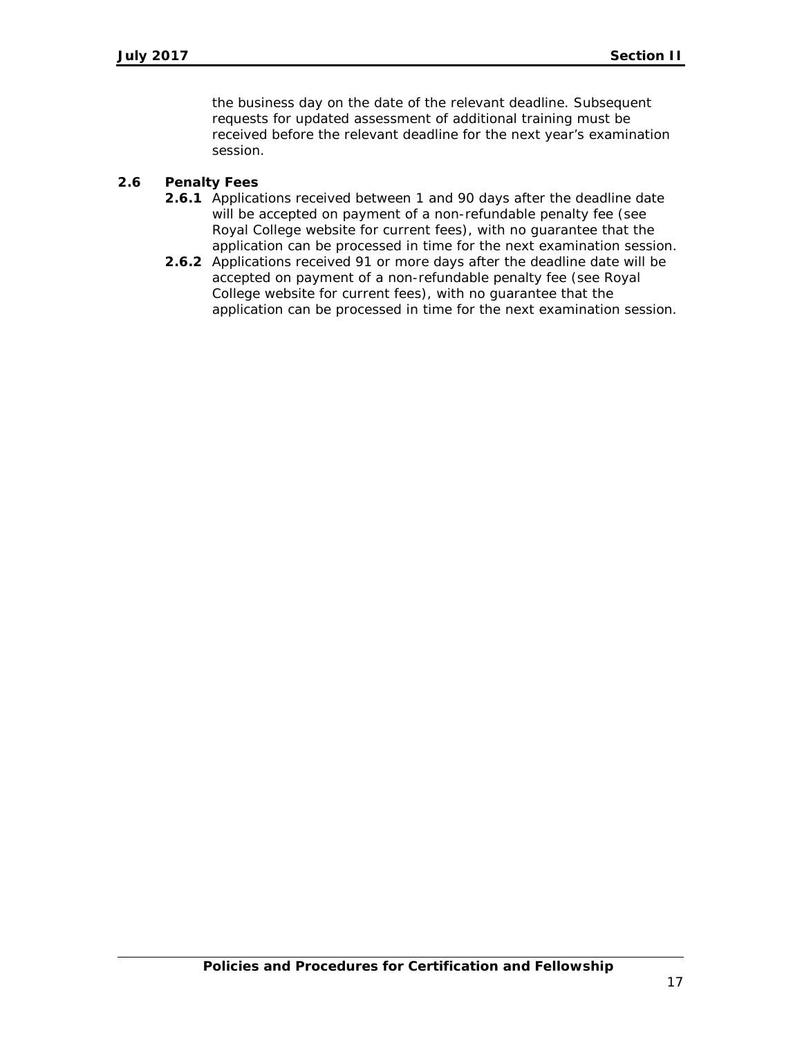the business day on the date of the relevant deadline. Subsequent requests for updated assessment of additional training must be received before the relevant deadline for the next year's examination session.

### 2.6 Penalty Fees

**2.6.1** Applications received between 1 and 90 days after the deadline date will be accepted on payment of a non-refundable penalty fee (see Royal College website for current fees), with no guarantee that the application can be processed in time for the next examination session.

**2.6.2** Applications received 91 or more days after the deadline date will be accepted on payment of a non-refundable penalty fee (see Royal College website for current fees), with no guarantee that the application can be processed in time for the next examination session.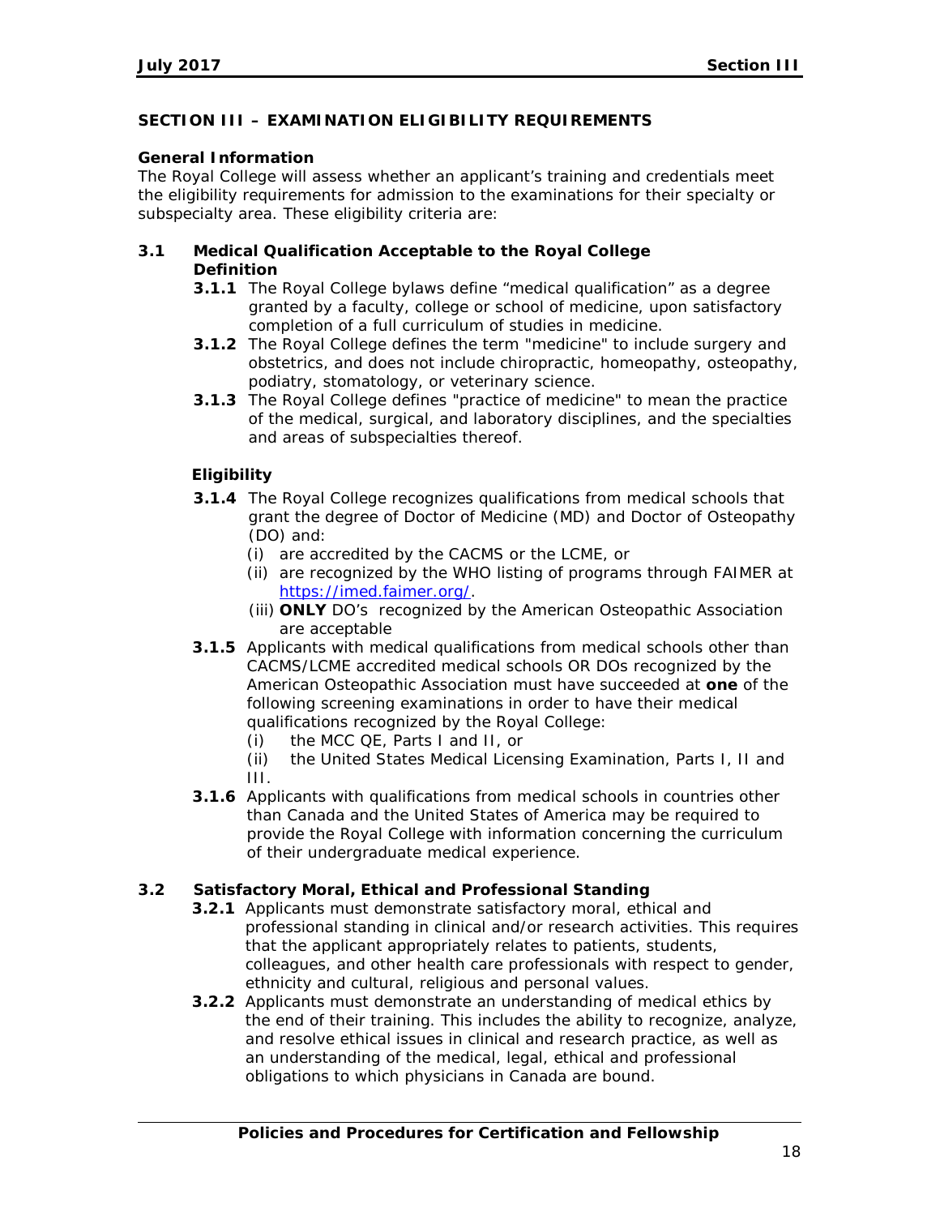## SECTION III – EXAMINATION ELIGIBILITY REQUIREMENTS

### General Information

The Royal College will assess whether an applicant's training and credentials meet the eligibility requirements for admission to the examinations for their specialty or subspecialty area. These eligibility criteria are:

### 3.1 Medical Qualification Acceptable to the Royal College

#### Definition

**3.1.1** The Royal College bylaws define "medical qualification" as a degree granted by a faculty, college or school of medicine, upon satisfactory completion of a full curriculum of studies in medicine.

**3.1.2** The Royal College defines the term "medicine" to include surgery and obstetrics, and does not include chiropractic, homeopathy, osteopathy, podiatry, stomatology, or veterinary science.

**3.1.3** The Royal College defines "practice of medicine" to mean the practice of the medical, surgical, and laboratory disciplines, and the specialties and areas of subspecialties thereof.

#### Eligibility

**3.1.4** The Royal College recognizes qualifications from medical schools that grant the degree of Doctor of Medicine (MD) and Doctor of Osteopathy (DO) and:

(i) are accredited by the CACMS or the LCME, or

(ii) are recognized by the WHO listing of programs through FAIMER at https://imed.faimer.org/.

(iii) **ONLY** DO's recognized by the American Osteopathic Association are acceptable

**3.1.5** Applicants with medical qualifications from medical schools other than CACMS/LCME accredited medical schools OR DOs recognized by the American Osteopathic Association must have succeeded at **one** of the following screening examinations in order to have their medical qualifications recognized by the Royal College:

(i) the MCC QE, Parts I and II, or

(ii) the United States Medical Licensing Examination, Parts I, II and III.

**3.1.6** Applicants with qualifications from medical schools in countries other than Canada and the United States of America may be required to provide the Royal College with information concerning the curriculum of their undergraduate medical experience.

### 3.2 Satisfactory Moral, Ethical and Professional Standing

**3.2.1** Applicants must demonstrate satisfactory moral, ethical and professional standing in clinical and/or research activities. This requires that the applicant appropriately relates to patients, students, colleagues, and other health care professionals with respect to gender, ethnicity and cultural, religious and personal values.

**3.2.2** Applicants must demonstrate an understanding of medical ethics by the end of their training. This includes the ability to recognize, analyze, and resolve ethical issues in clinical and research practice, as well as an understanding of the medical, legal, ethical and professional obligations to which physicians in Canada are bound.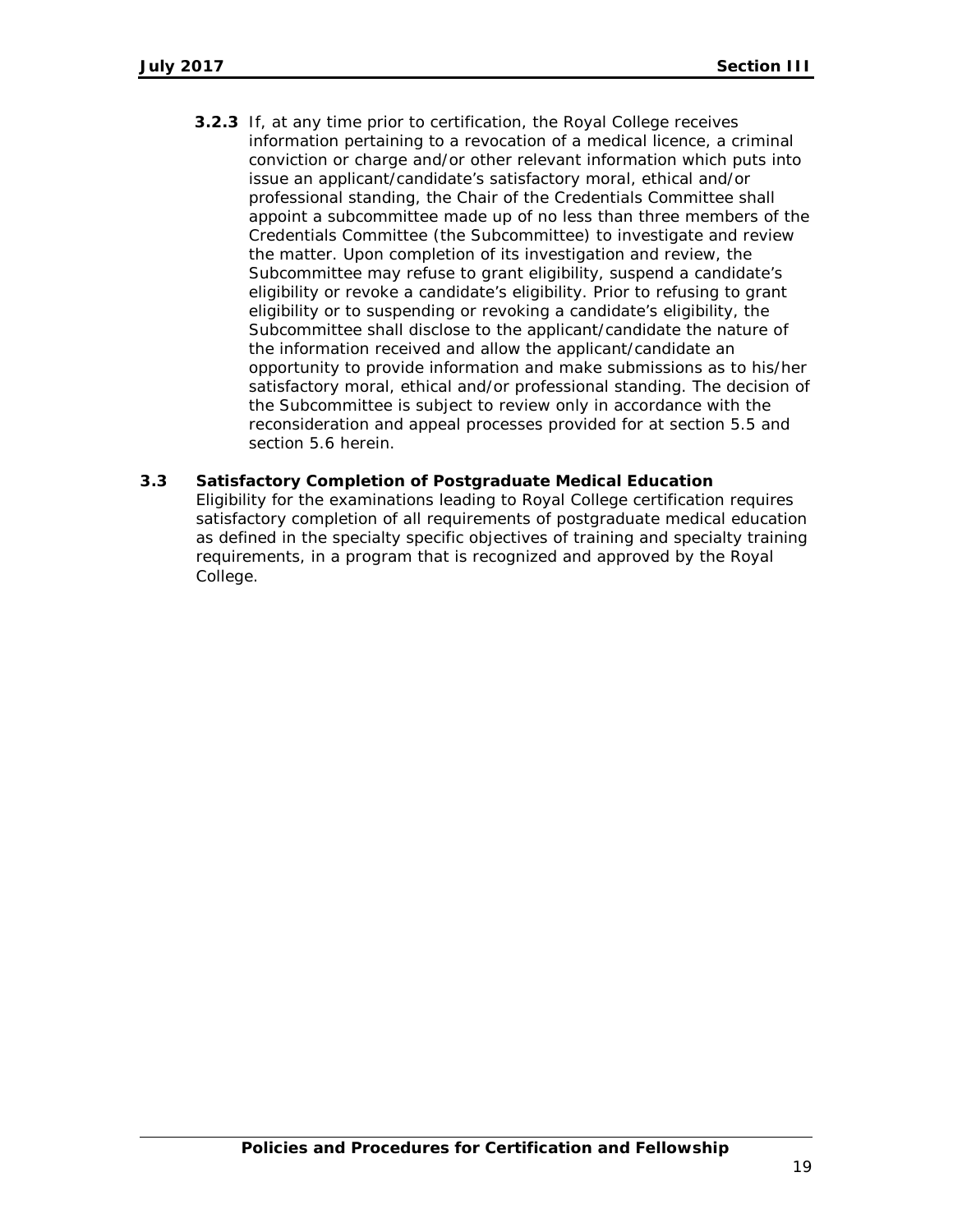**3.2.3** If, at any time prior to certification, the Royal College receives information pertaining to a revocation of a medical licence, a criminal conviction or charge and/or other relevant information which puts into issue an applicant/candidate's satisfactory moral, ethical and/or professional standing, the Chair of the Credentials Committee shall appoint a subcommittee made up of no less than three members of the Credentials Committee (the Subcommittee) to investigate and review the matter. Upon completion of its investigation and review, the Subcommittee may refuse to grant eligibility, suspend a candidate's eligibility or revoke a candidate's eligibility. Prior to refusing to grant eligibility or to suspending or revoking a candidate's eligibility, the Subcommittee shall disclose to the applicant/candidate the nature of the information received and allow the applicant/candidate an opportunity to provide information and make submissions as to his/her satisfactory moral, ethical and/or professional standing. The decision of the Subcommittee is subject to review only in accordance with the reconsideration and appeal processes provided for at section 5.5 and section 5.6 herein.

## 3.3 Satisfactory Completion of Postgraduate Medical Education

Eligibility for the examinations leading to Royal College certification requires satisfactory completion of all requirements of postgraduate medical education as defined in the specialty specific objectives of training and specialty training requirements, in a program that is recognized and approved by the Royal College.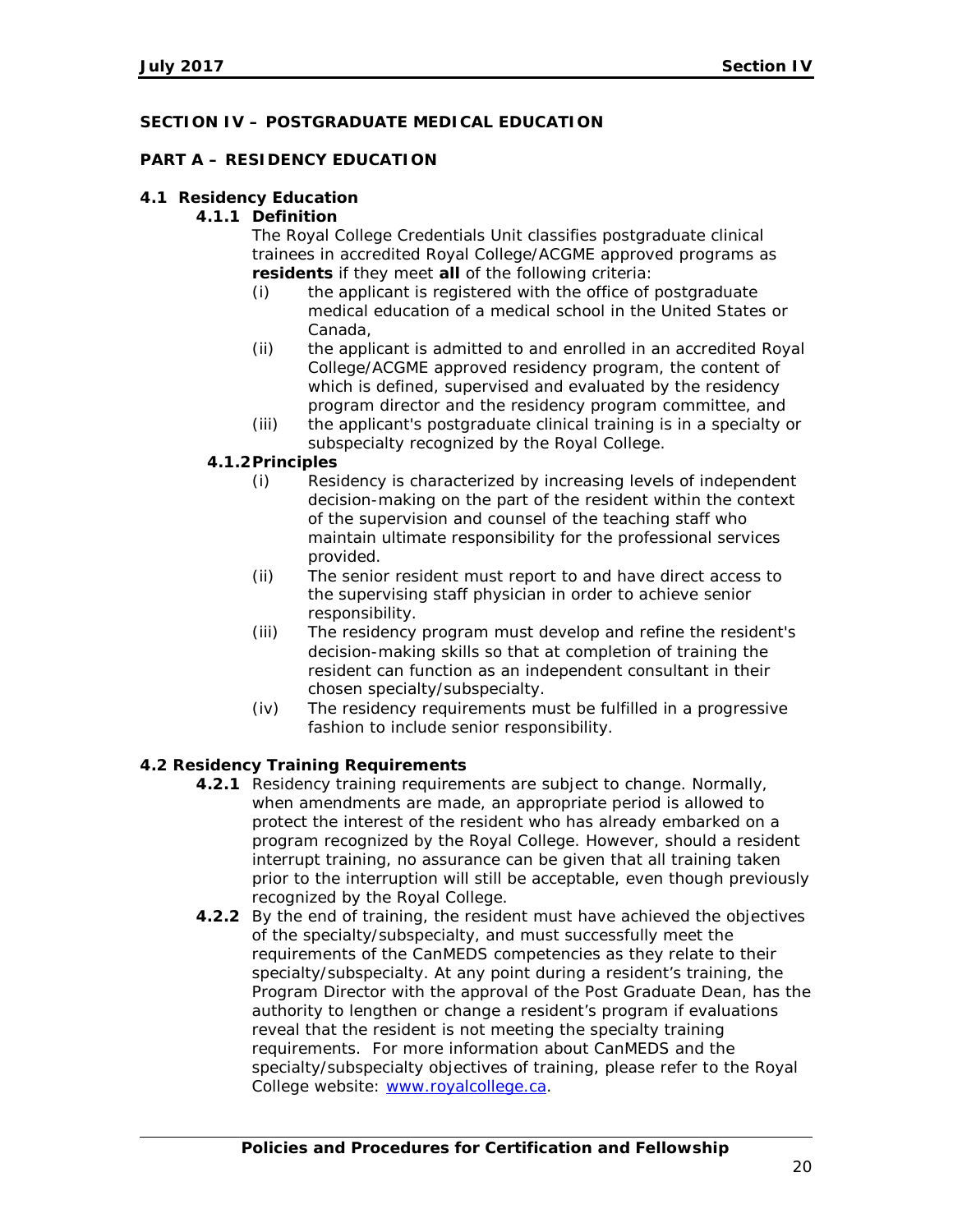# SECTION IV – POSTGRADUATE MEDICAL EDUCATION

## PART A – RESIDENCY EDUCATION

### 4.1 Residency Education

#### 4.1.1 Definition

The Royal College Credentials Unit classifies postgraduate clinical trainees in accredited Royal College/ACGME approved programs as **residents** if they meet **all** of the following criteria:

- (i) the applicant is registered with the office of postgraduate medical education of a medical school in the United States or Canada,
- (ii) the applicant is admitted to and enrolled in an accredited Royal College/ACGME approved residency program, the content of which is defined, supervised and evaluated by the residency program director and the residency program committee, and
- (iii) the applicant's postgraduate clinical training is in a specialty or subspecialty recognized by the Royal College.

#### 4.1.2 Principles

- (i) Residency is characterized by increasing levels of independent decision-making on the part of the resident within the context of the supervision and counsel of the teaching staff who maintain ultimate responsibility for the professional services provided.
- (ii) The senior resident must report to and have direct access to the supervising staff physician in order to achieve senior responsibility.
- (iii) The residency program must develop and refine the resident's decision-making skills so that at completion of training the resident can function as an independent consultant in their chosen specialty/subspecialty.
- (iv) The residency requirements must be fulfilled in a progressive fashion to include senior responsibility.

### 4.2 Residency Training Requirements

**4.2.1** Residency training requirements are subject to change. Normally, when amendments are made, an appropriate period is allowed to protect the interest of the resident who has already embarked on a program recognized by the Royal College. However, should a resident interrupt training, no assurance can be given that all training taken prior to the interruption will still be acceptable, even though previously recognized by the Royal College.

**4.2.2** By the end of training, the resident must have achieved the objectives of the specialty/subspecialty, and must successfully meet the requirements of the CanMEDS competencies as they relate to their specialty/subspecialty. At any point during a resident's training, the Program Director with the approval of the Post Graduate Dean, has the authority to lengthen or change a resident's program if evaluations reveal that the resident is not meeting the specialty training requirements. For more information about CanMEDS and the specialty/subspecialty objectives of training, please refer to the Royal College website: [www.royalcollege.ca](http://www.royalcollege.ca).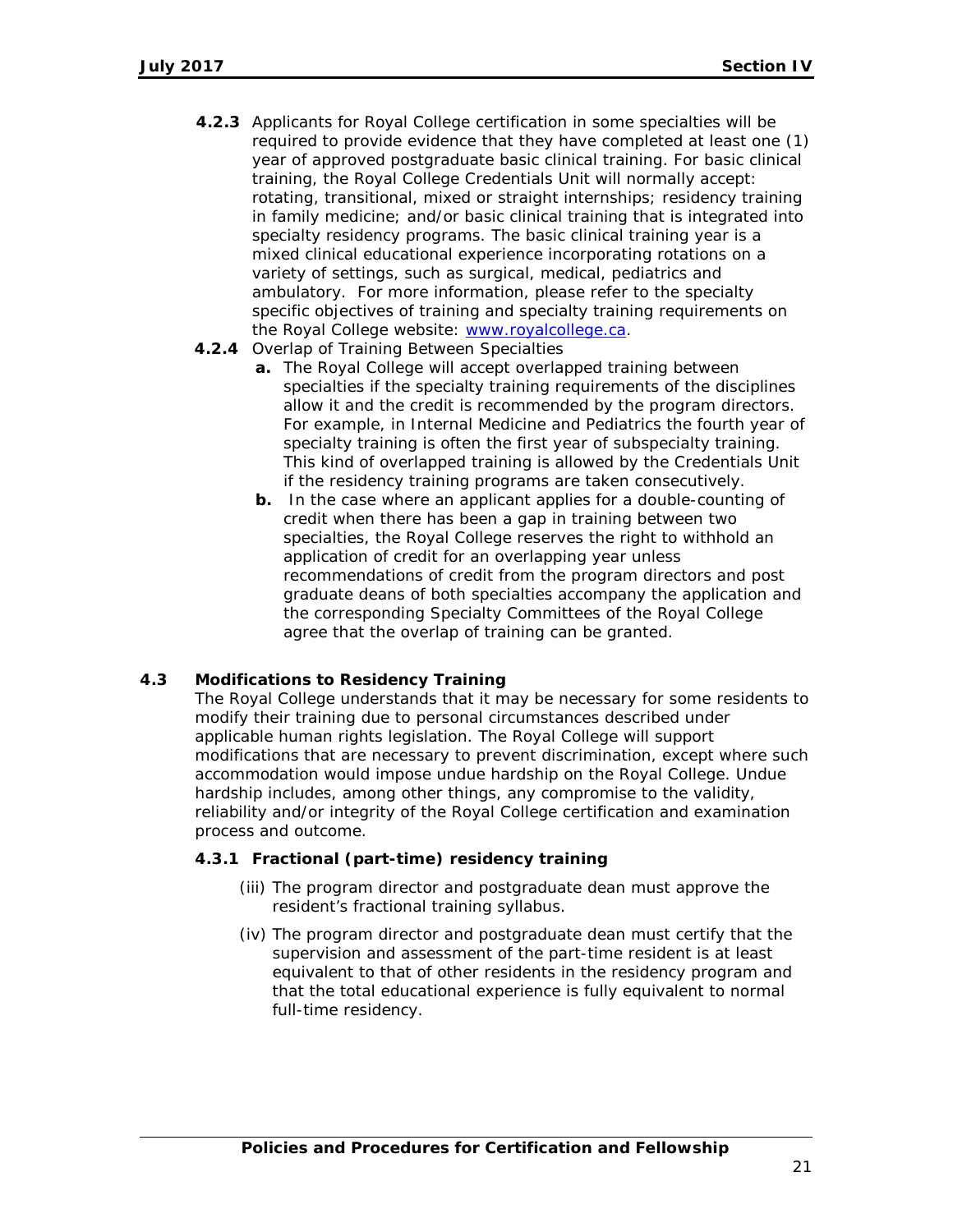**4.2.3** Applicants for Royal College certification in some specialties will be required to provide evidence that they have completed at least one (1) year of approved postgraduate basic clinical training. For basic clinical training, the Royal College Credentials Unit will normally accept: rotating, transitional, mixed or straight internships; residency training in family medicine; and/or basic clinical training that is integrated into specialty residency programs. The basic clinical training year is a mixed clinical educational experience incorporating rotations on a variety of settings, such as surgical, medical, pediatrics and ambulatory. For more information, please refer to the specialty specific objectives of training and specialty training requirements on the Royal College website: [www.royalcollege.ca](http://www.royalcollege.ca).

**4.2.4** Overlap of Training Between Specialties

- **a.** The Royal College will accept overlapped training between specialties if the specialty training requirements of the disciplines allow it and the credit is recommended by the program directors. For example, in Internal Medicine and Pediatrics the fourth year of specialty training is often the first year of subspecialty training. This kind of overlapped training is allowed by the Credentials Unit if the residency training programs are taken consecutively.
- **b.** In the case where an applicant applies for a double-counting of credit when there has been a gap in training between two specialties, the Royal College reserves the right to withhold an application of credit for an overlapping year unless recommendations of credit from the program directors and post graduate deans of both specialties accompany the application and the corresponding Specialty Committees of the Royal College agree that the overlap of training can be granted.

## 4.3 Modifications to Residency Training

The Royal College understands that it may be necessary for some residents to modify their training due to personal circumstances described under applicable human rights legislation. The Royal College will support modifications that are necessary to prevent discrimination, except where such accommodation would impose undue hardship on the Royal College. Undue hardship includes, among other things, any compromise to the validity, reliability and/or integrity of the Royal College certification and examination process and outcome.

### 4.3.1 Fractional (part-time) residency training

(iii) The program director and postgraduate dean must approve the resident's fractional training syllabus.

(iv) The program director and postgraduate dean must certify that the supervision and assessment of the part-time resident is at least equivalent to that of other residents in the residency program and that the total educational experience is fully equivalent to normal full-time residency.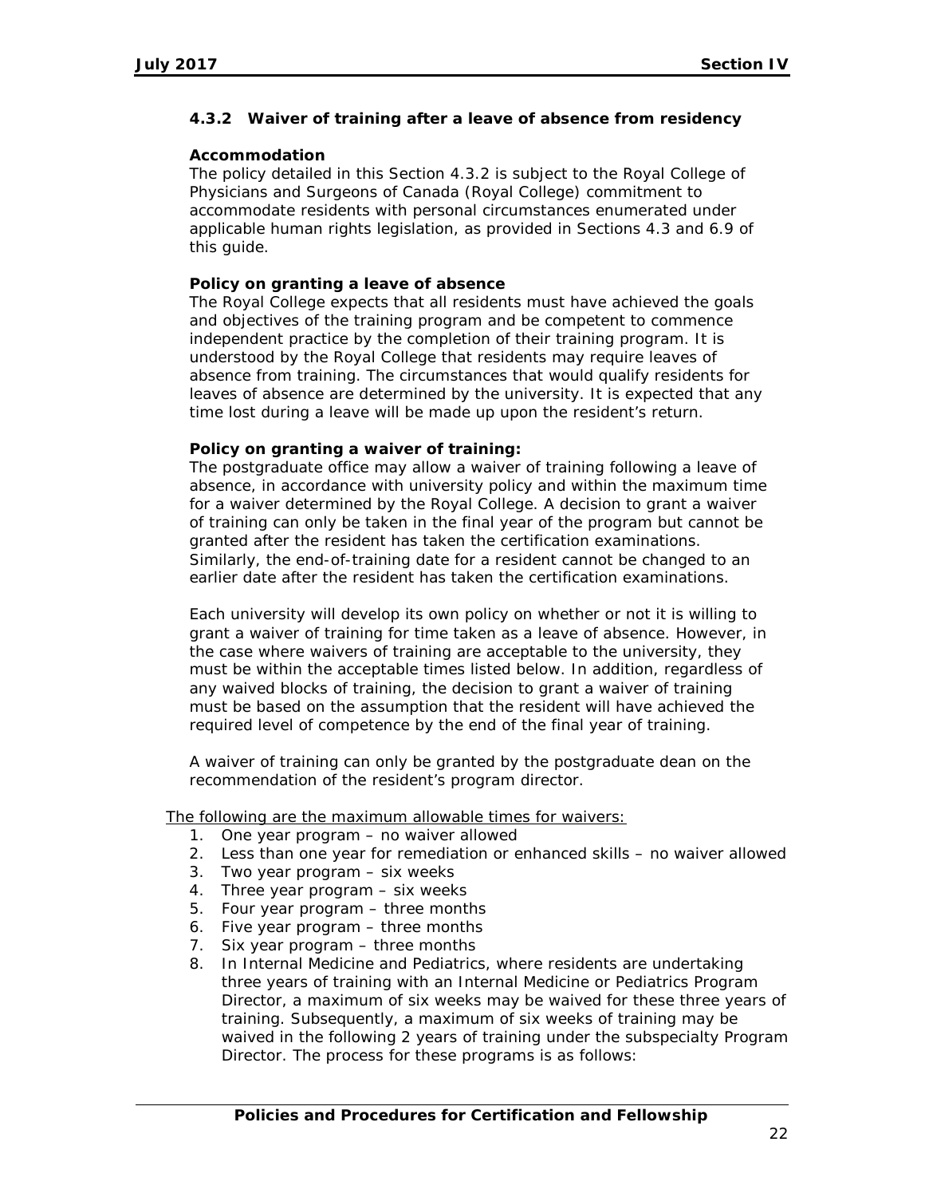### 4.3.2 Waiver of training after a leave of absence from residency

**Accommodation**

The policy detailed in this Section 4.3.2 is subject to the Royal College of Physicians and Surgeons of Canada (Royal College) commitment to accommodate residents with personal circumstances enumerated under applicable human rights legislation, as provided in Sections 4.3 and 6.9 of this guide.

**Policy on granting a leave of absence**

The Royal College expects that all residents must have achieved the goals and objectives of the training program and be competent to commence independent practice by the completion of their training program. It is understood by the Royal College that residents may require leaves of absence from training. The circumstances that would qualify residents for leaves of absence are determined by the university. It is expected that any time lost during a leave will be made up upon the resident's return.

**Policy on granting a waiver of training:**

The postgraduate office may allow a waiver of training following a leave of absence, in accordance with university policy and within the maximum time for a waiver determined by the Royal College. A decision to grant a waiver of training can only be taken in the final year of the program but cannot be granted after the resident has taken the certification examinations. Similarly, the end-of-training date for a resident cannot be changed to an earlier date after the resident has taken the certification examinations.

Each university will develop its own policy on whether or not it is willing to grant a waiver of training for time taken as a leave of absence. However, in the case where waivers of training are acceptable to the university, they must be within the acceptable times listed below. In addition, regardless of any waived blocks of training, the decision to grant a waiver of training must be based on the assumption that the resident will have achieved the required level of competence by the end of the final year of training.

A waiver of training can only be granted by the postgraduate dean on the recommendation of the resident's program director.

<u>The following are the maximum allowable times for waivers:</u>

1. One year program – no waiver allowed
2. Less than one year for remediation or enhanced skills – no waiver allowed
3. Two year program – six weeks
4. Three year program – six weeks
5. Four year program – three months
6. Five year program – three months
7. Six year program – three months
8. In Internal Medicine and Pediatrics, where residents are undertaking three years of training with an Internal Medicine or Pediatrics Program Director, a maximum of six weeks may be waived for these three years of training. Subsequently, a maximum of six weeks of training may be waived in the following 2 years of training under the subspecialty Program Director. The process for these programs is as follows: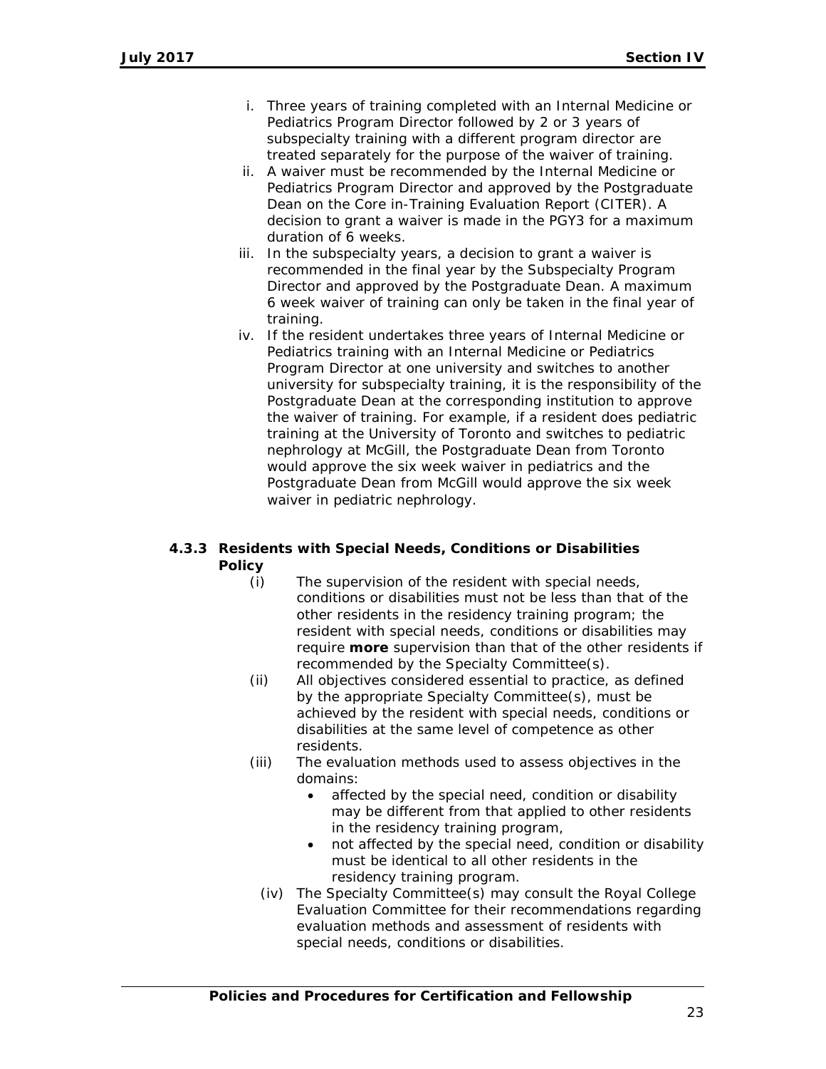i. Three years of training completed with an Internal Medicine or Pediatrics Program Director followed by 2 or 3 years of subspecialty training with a different program director are treated separately for the purpose of the waiver of training.
ii. A waiver must be recommended by the Internal Medicine or Pediatrics Program Director and approved by the Postgraduate Dean on the Core in-Training Evaluation Report (CITER). A decision to grant a waiver is made in the PGY3 for a maximum duration of 6 weeks.
iii. In the subspecialty years, a decision to grant a waiver is recommended in the final year by the Subspecialty Program Director and approved by the Postgraduate Dean. A maximum 6 week waiver of training can only be taken in the final year of training.
iv. If the resident undertakes three years of Internal Medicine or Pediatrics training with an Internal Medicine or Pediatrics Program Director at one university and switches to another university for subspecialty training, it is the responsibility of the Postgraduate Dean at the corresponding institution to approve the waiver of training. For example, if a resident does pediatric training at the University of Toronto and switches to pediatric nephrology at McGill, the Postgraduate Dean from Toronto would approve the six week waiver in pediatrics and the Postgraduate Dean from McGill would approve the six week waiver in pediatric nephrology.

### 4.3.3 Residents with Special Needs, Conditions or Disabilities

**Policy**

(i) The supervision of the resident with special needs, conditions or disabilities must not be less than that of the other residents in the residency training program; the resident with special needs, conditions or disabilities may require **more** supervision than that of the other residents if recommended by the Specialty Committee(s).

(ii) All objectives considered essential to practice, as defined by the appropriate Specialty Committee(s), must be achieved by the resident with special needs, conditions or disabilities at the same level of competence as other residents.

(iii) The evaluation methods used to assess objectives in the domains:

- affected by the special need, condition or disability may be different from that applied to other residents in the residency training program,
- not affected by the special need, condition or disability must be identical to all other residents in the residency training program.

(iv) The Specialty Committee(s) may consult the Royal College Evaluation Committee for their recommendations regarding evaluation methods and assessment of residents with special needs, conditions or disabilities.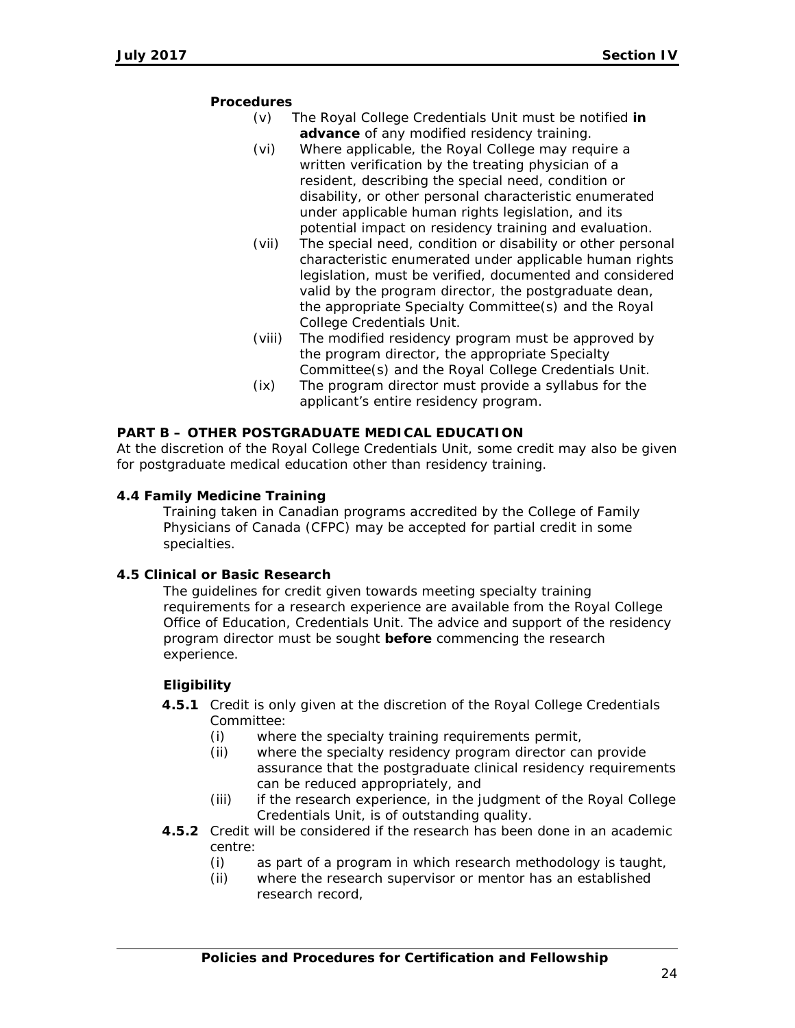**Procedures**

- (v) The Royal College Credentials Unit must be notified **in advance** of any modified residency training.
- (vi) Where applicable, the Royal College may require a written verification by the treating physician of a resident, describing the special need, condition or disability, or other personal characteristic enumerated under applicable human rights legislation, and its potential impact on residency training and evaluation.
- (vii) The special need, condition or disability or other personal characteristic enumerated under applicable human rights legislation, must be verified, documented and considered valid by the program director, the postgraduate dean, the appropriate Specialty Committee(s) and the Royal College Credentials Unit.
- (viii) The modified residency program must be approved by the program director, the appropriate Specialty Committee(s) and the Royal College Credentials Unit.
- (ix) The program director must provide a syllabus for the applicant's entire residency program.

## PART B – OTHER POSTGRADUATE MEDICAL EDUCATION

At the discretion of the Royal College Credentials Unit, some credit may also be given for postgraduate medical education other than residency training.

### 4.4 Family Medicine Training

Training taken in Canadian programs accredited by the College of Family Physicians of Canada (CFPC) may be accepted for partial credit in some specialties.

### 4.5 Clinical or Basic Research

The guidelines for credit given towards meeting specialty training requirements for a research experience are available from the Royal College Office of Education, Credentials Unit. The advice and support of the residency program director must be sought **before** commencing the research experience.

**Eligibility**

**4.5.1** Credit is only given at the discretion of the Royal College Credentials Committee:

- (i) where the specialty training requirements permit,
- (ii) where the specialty residency program director can provide assurance that the postgraduate clinical residency requirements can be reduced appropriately, and
- (iii) if the research experience, in the judgment of the Royal College Credentials Unit, is of outstanding quality.

**4.5.2** Credit will be considered if the research has been done in an academic centre:

- (i) as part of a program in which research methodology is taught,
- (ii) where the research supervisor or mentor has an established research record,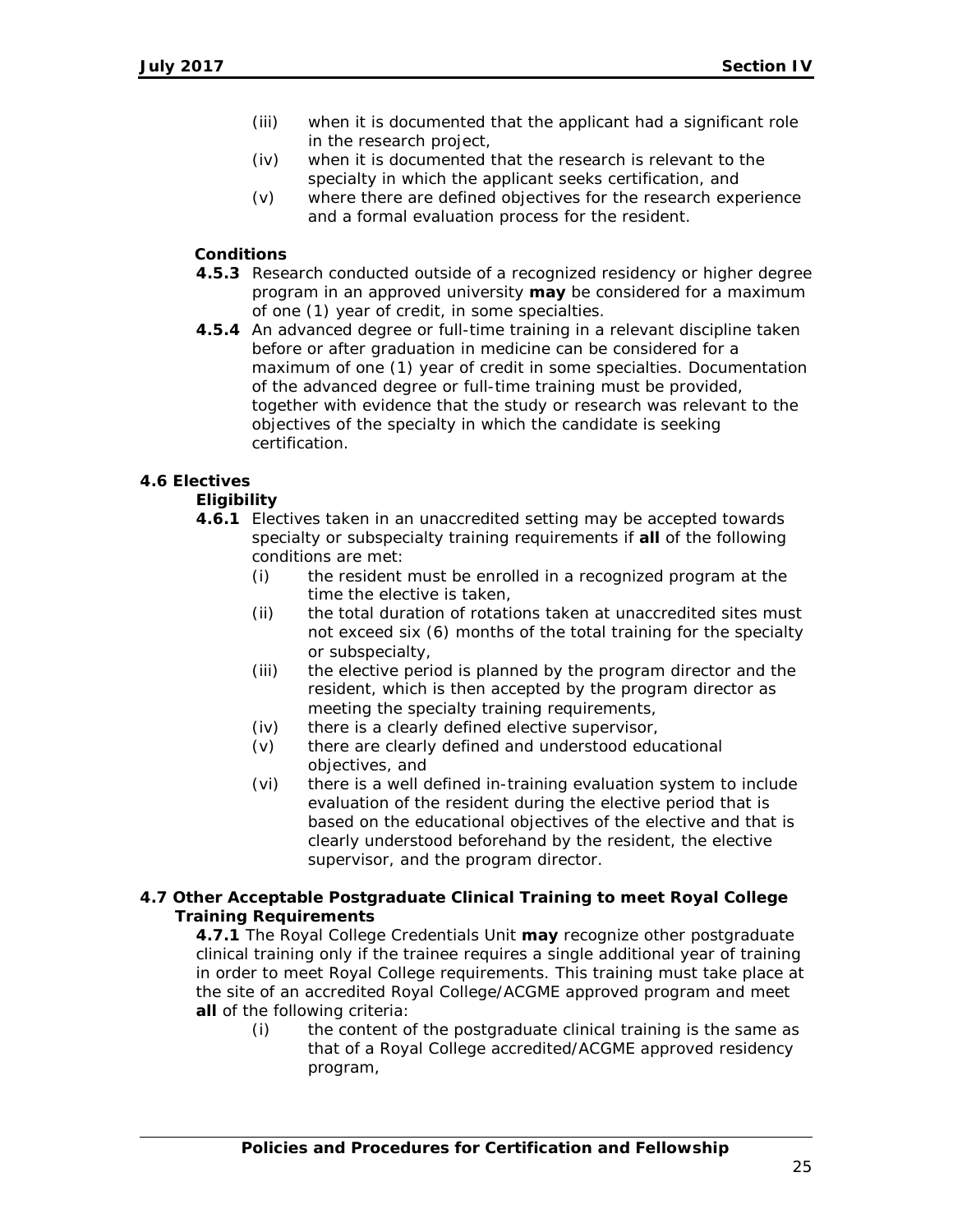(iii) when it is documented that the applicant had a significant role in the research project,

(iv) when it is documented that the research is relevant to the specialty in which the applicant seeks certification, and

(v) where there are defined objectives for the research experience and a formal evaluation process for the resident.

**Conditions**

**4.5.3** Research conducted outside of a recognized residency or higher degree program in an approved university **may** be considered for a maximum of one (1) year of credit, in some specialties.

**4.5.4** An advanced degree or full-time training in a relevant discipline taken before or after graduation in medicine can be considered for a maximum of one (1) year of credit in some specialties. Documentation of the advanced degree or full-time training must be provided, together with evidence that the study or research was relevant to the objectives of the specialty in which the candidate is seeking certification.

### 4.6 Electives

**Eligibility**

**4.6.1** Electives taken in an unaccredited setting may be accepted towards specialty or subspecialty training requirements if **all** of the following conditions are met:

(i) the resident must be enrolled in a recognized program at the time the elective is taken,

(ii) the total duration of rotations taken at unaccredited sites must not exceed six (6) months of the total training for the specialty or subspecialty,

(iii) the elective period is planned by the program director and the resident, which is then accepted by the program director as meeting the specialty training requirements,

(iv) there is a clearly defined elective supervisor,

(v) there are clearly defined and understood educational objectives, and

(vi) there is a well defined in-training evaluation system to include evaluation of the resident during the elective period that is based on the educational objectives of the elective and that is clearly understood beforehand by the resident, the elective supervisor, and the program director.

### 4.7 Other Acceptable Postgraduate Clinical Training to meet Royal College Training Requirements

**4.7.1** The Royal College Credentials Unit **may** recognize other postgraduate clinical training only if the trainee requires a single additional year of training in order to meet Royal College requirements. This training must take place at the site of an accredited Royal College/ACGME approved program and meet **all** of the following criteria:

(i) the content of the postgraduate clinical training is the same as that of a Royal College accredited/ACGME approved residency program,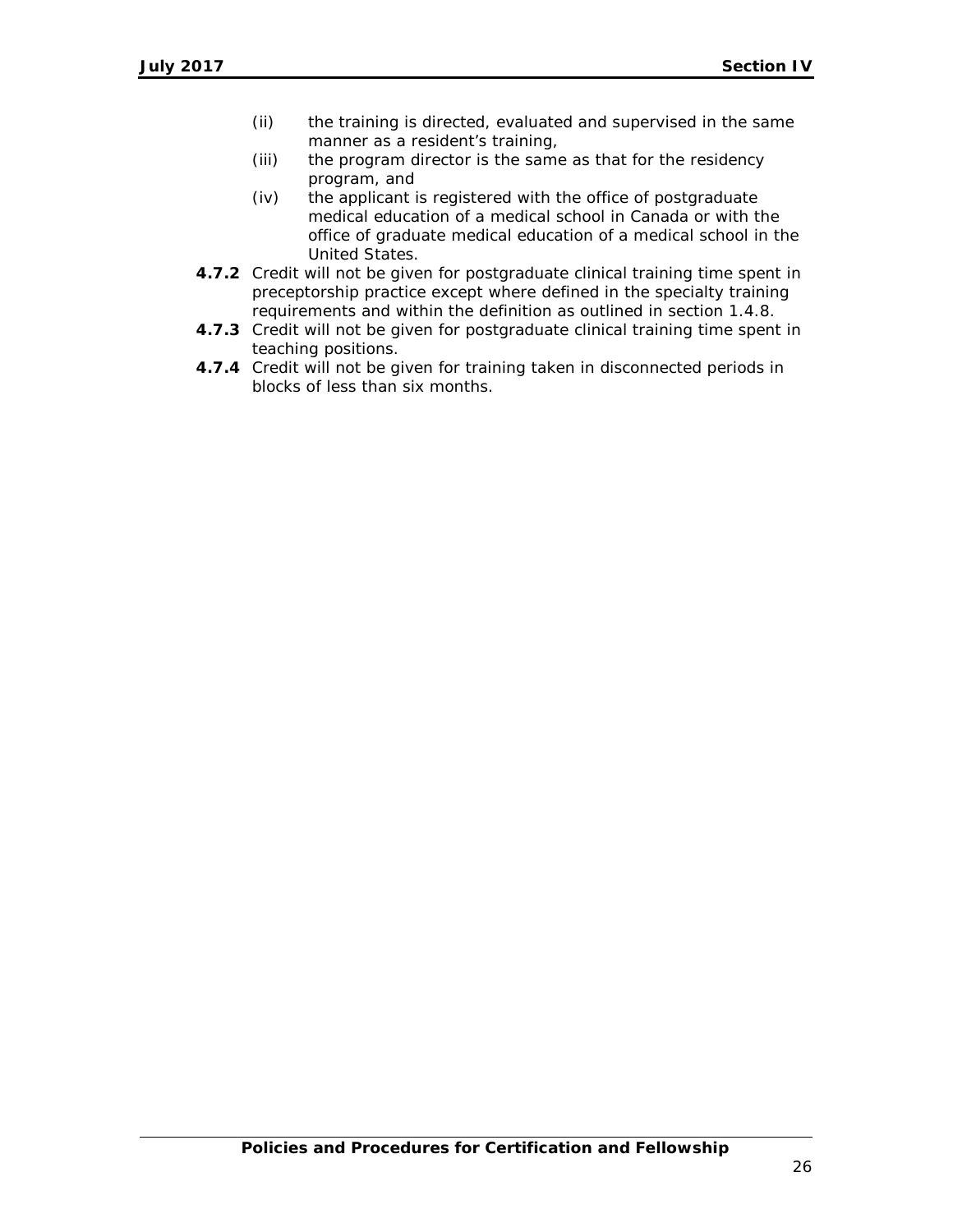(ii) the training is directed, evaluated and supervised in the same manner as a resident's training,

(iii) the program director is the same as that for the residency program, and

(iv) the applicant is registered with the office of postgraduate medical education of a medical school in Canada or with the office of graduate medical education of a medical school in the United States.

**4.7.2** Credit will not be given for postgraduate clinical training time spent in preceptorship practice except where defined in the specialty training requirements and within the definition as outlined in section 1.4.8.

**4.7.3** Credit will not be given for postgraduate clinical training time spent in teaching positions.

**4.7.4** Credit will not be given for training taken in disconnected periods in blocks of less than six months.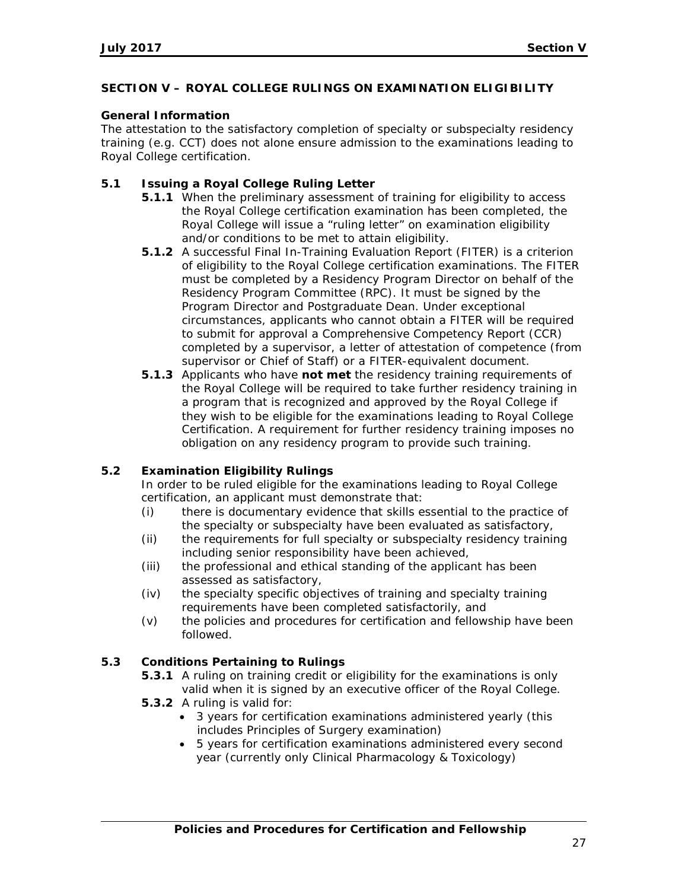## SECTION V – ROYAL COLLEGE RULINGS ON EXAMINATION ELIGIBILITY

### General Information

The attestation to the satisfactory completion of specialty or subspecialty residency training (e.g. CCT) does not alone ensure admission to the examinations leading to Royal College certification.

### 5.1 Issuing a Royal College Ruling Letter

**5.1.1** When the preliminary assessment of training for eligibility to access the Royal College certification examination has been completed, the Royal College will issue a "ruling letter" on examination eligibility and/or conditions to be met to attain eligibility.

**5.1.2** A successful Final In-Training Evaluation Report (FITER) is a criterion of eligibility to the Royal College certification examinations. The FITER must be completed by a Residency Program Director on behalf of the Residency Program Committee (RPC). It must be signed by the Program Director and Postgraduate Dean. Under exceptional circumstances, applicants who cannot obtain a FITER will be required to submit for approval a Comprehensive Competency Report (CCR) completed by a supervisor, a letter of attestation of competence (from supervisor or Chief of Staff) or a FITER-equivalent document.

**5.1.3** Applicants who have **not met** the residency training requirements of the Royal College will be required to take further residency training in a program that is recognized and approved by the Royal College if they wish to be eligible for the examinations leading to Royal College Certification. A requirement for further residency training imposes no obligation on any residency program to provide such training.

### 5.2 Examination Eligibility Rulings

In order to be ruled eligible for the examinations leading to Royal College certification, an applicant must demonstrate that:

(i) there is documentary evidence that skills essential to the practice of the specialty or subspecialty have been evaluated as satisfactory,

(ii) the requirements for full specialty or subspecialty residency training including senior responsibility have been achieved,

(iii) the professional and ethical standing of the applicant has been assessed as satisfactory,

(iv) the specialty specific objectives of training and specialty training requirements have been completed satisfactorily, and

(v) the policies and procedures for certification and fellowship have been followed.

### 5.3 Conditions Pertaining to Rulings

**5.3.1** A ruling on training credit or eligibility for the examinations is only valid when it is signed by an executive officer of the Royal College.

**5.3.2** A ruling is valid for:

- 3 years for certification examinations administered yearly (this includes Principles of Surgery examination)
- 5 years for certification examinations administered every second year (currently only Clinical Pharmacology & Toxicology)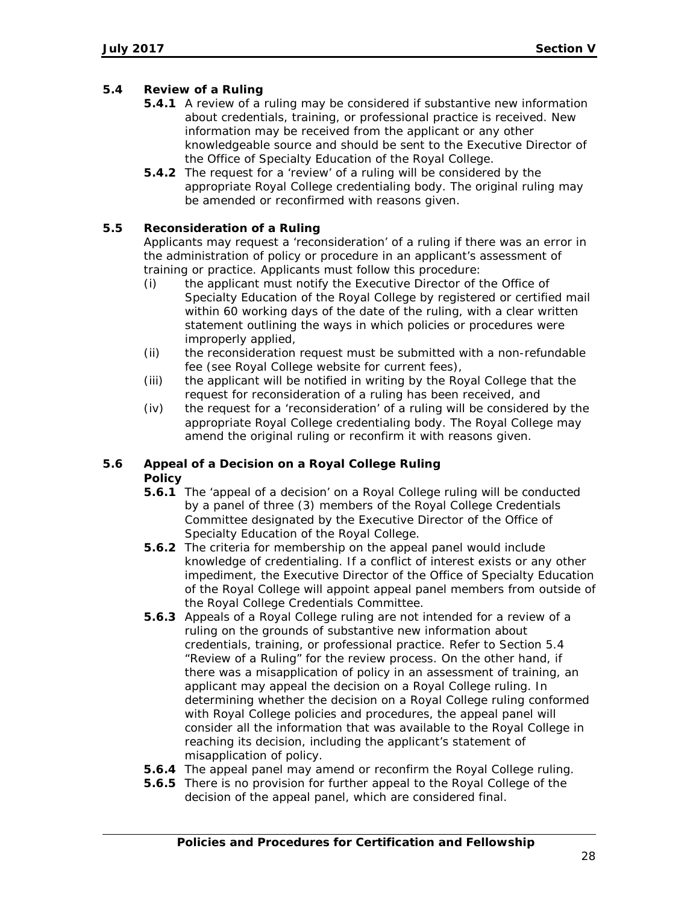### 5.4 Review of a Ruling

**5.4.1** A review of a ruling may be considered if substantive new information about credentials, training, or professional practice is received. New information may be received from the applicant or any other knowledgeable source and should be sent to the Executive Director of the Office of Specialty Education of the Royal College.

**5.4.2** The request for a 'review' of a ruling will be considered by the appropriate Royal College credentialing body. The original ruling may be amended or reconfirmed with reasons given.

### 5.5 Reconsideration of a Ruling

Applicants may request a 'reconsideration' of a ruling if there was an error in the administration of policy or procedure in an applicant's assessment of training or practice. Applicants must follow this procedure:

- (i) the applicant must notify the Executive Director of the Office of Specialty Education of the Royal College by registered or certified mail within 60 working days of the date of the ruling, with a clear written statement outlining the ways in which policies or procedures were improperly applied,
- (ii) the reconsideration request must be submitted with a non-refundable fee (see Royal College website for current fees),
- (iii) the applicant will be notified in writing by the Royal College that the request for reconsideration of a ruling has been received, and
- (iv) the request for a 'reconsideration' of a ruling will be considered by the appropriate Royal College credentialing body. The Royal College may amend the original ruling or reconfirm it with reasons given.

### 5.6 Appeal of a Decision on a Royal College Ruling

**Policy**

**5.6.1** The 'appeal of a decision' on a Royal College ruling will be conducted by a panel of three (3) members of the Royal College Credentials Committee designated by the Executive Director of the Office of Specialty Education of the Royal College.

**5.6.2** The criteria for membership on the appeal panel would include knowledge of credentialing. If a conflict of interest exists or any other impediment, the Executive Director of the Office of Specialty Education of the Royal College will appoint appeal panel members from outside of the Royal College Credentials Committee.

**5.6.3** Appeals of a Royal College ruling are not intended for a review of a ruling on the grounds of substantive new information about credentials, training, or professional practice. Refer to Section 5.4 "Review of a Ruling" for the review process. On the other hand, if there was a misapplication of policy in an assessment of training, an applicant may appeal the decision on a Royal College ruling. In determining whether the decision on a Royal College ruling conformed with Royal College policies and procedures, the appeal panel will consider all the information that was available to the Royal College in reaching its decision, including the applicant's statement of misapplication of policy.

**5.6.4** The appeal panel may amend or reconfirm the Royal College ruling.

**5.6.5** There is no provision for further appeal to the Royal College of the decision of the appeal panel, which are considered final.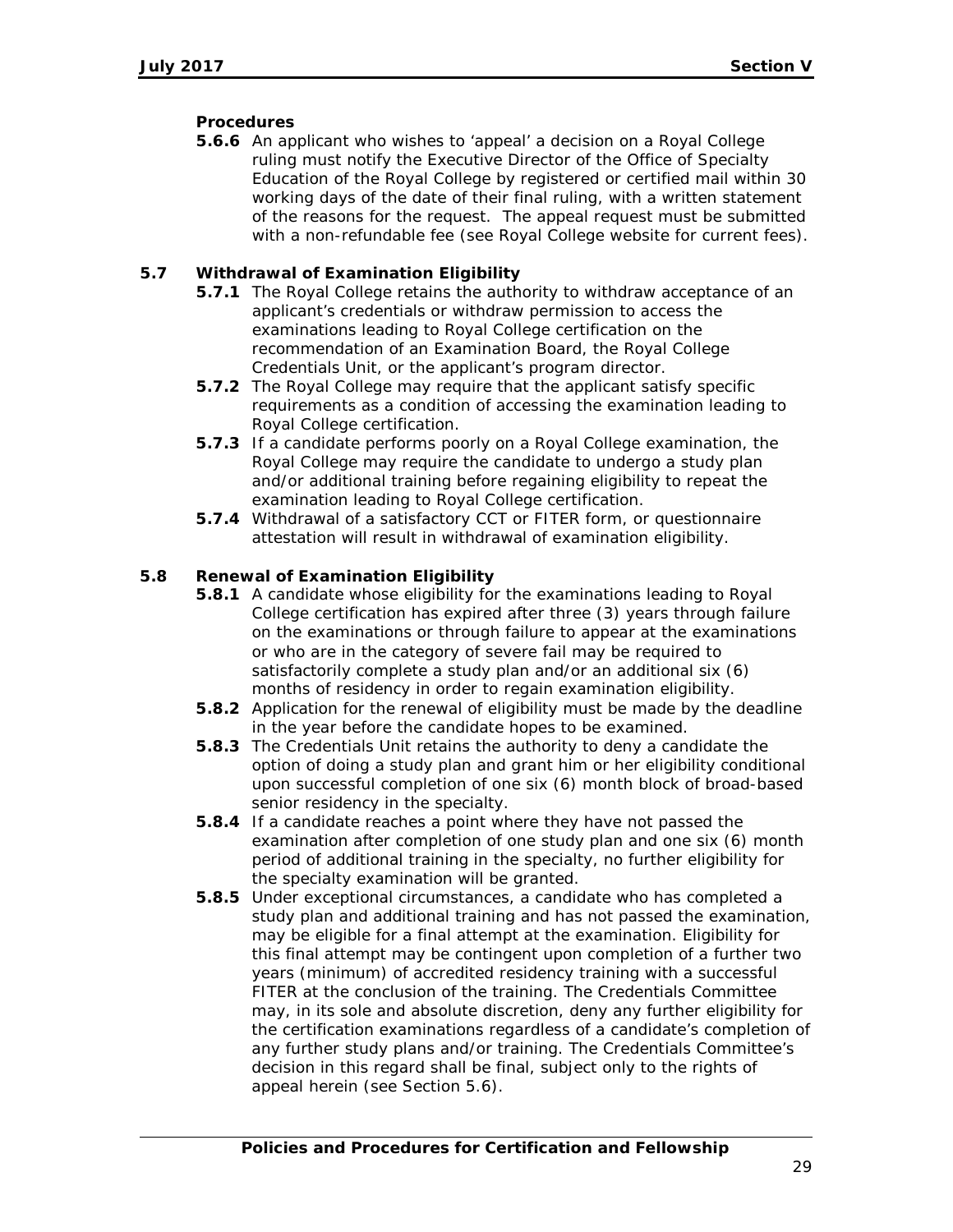**Procedures**

**5.6.6** An applicant who wishes to 'appeal' a decision on a Royal College ruling must notify the Executive Director of the Office of Specialty Education of the Royal College by registered or certified mail within 30 working days of the date of their final ruling, with a written statement of the reasons for the request. The appeal request must be submitted with a non-refundable fee (see Royal College website for current fees).

## 5.7 Withdrawal of Examination Eligibility

**5.7.1** The Royal College retains the authority to withdraw acceptance of an applicant's credentials or withdraw permission to access the examinations leading to Royal College certification on the recommendation of an Examination Board, the Royal College Credentials Unit, or the applicant's program director.

**5.7.2** The Royal College may require that the applicant satisfy specific requirements as a condition of accessing the examination leading to Royal College certification.

**5.7.3** If a candidate performs poorly on a Royal College examination, the Royal College may require the candidate to undergo a study plan and/or additional training before regaining eligibility to repeat the examination leading to Royal College certification.

**5.7.4** Withdrawal of a satisfactory CCT or FITER form, or questionnaire attestation will result in withdrawal of examination eligibility.

## 5.8 Renewal of Examination Eligibility

**5.8.1** A candidate whose eligibility for the examinations leading to Royal College certification has expired after three (3) years through failure on the examinations or through failure to appear at the examinations or who are in the category of severe fail may be required to satisfactorily complete a study plan and/or an additional six (6) months of residency in order to regain examination eligibility.

**5.8.2** Application for the renewal of eligibility must be made by the deadline in the year before the candidate hopes to be examined.

**5.8.3** The Credentials Unit retains the authority to deny a candidate the option of doing a study plan and grant him or her eligibility conditional upon successful completion of one six (6) month block of broad-based senior residency in the specialty.

**5.8.4** If a candidate reaches a point where they have not passed the examination after completion of one study plan and one six (6) month period of additional training in the specialty, no further eligibility for the specialty examination will be granted.

**5.8.5** Under exceptional circumstances, a candidate who has completed a study plan and additional training and has not passed the examination, may be eligible for a final attempt at the examination. Eligibility for this final attempt may be contingent upon completion of a further two years (minimum) of accredited residency training with a successful FITER at the conclusion of the training. The Credentials Committee may, in its sole and absolute discretion, deny any further eligibility for the certification examinations regardless of a candidate's completion of any further study plans and/or training. The Credentials Committee's decision in this regard shall be final, subject only to the rights of appeal herein (see Section 5.6).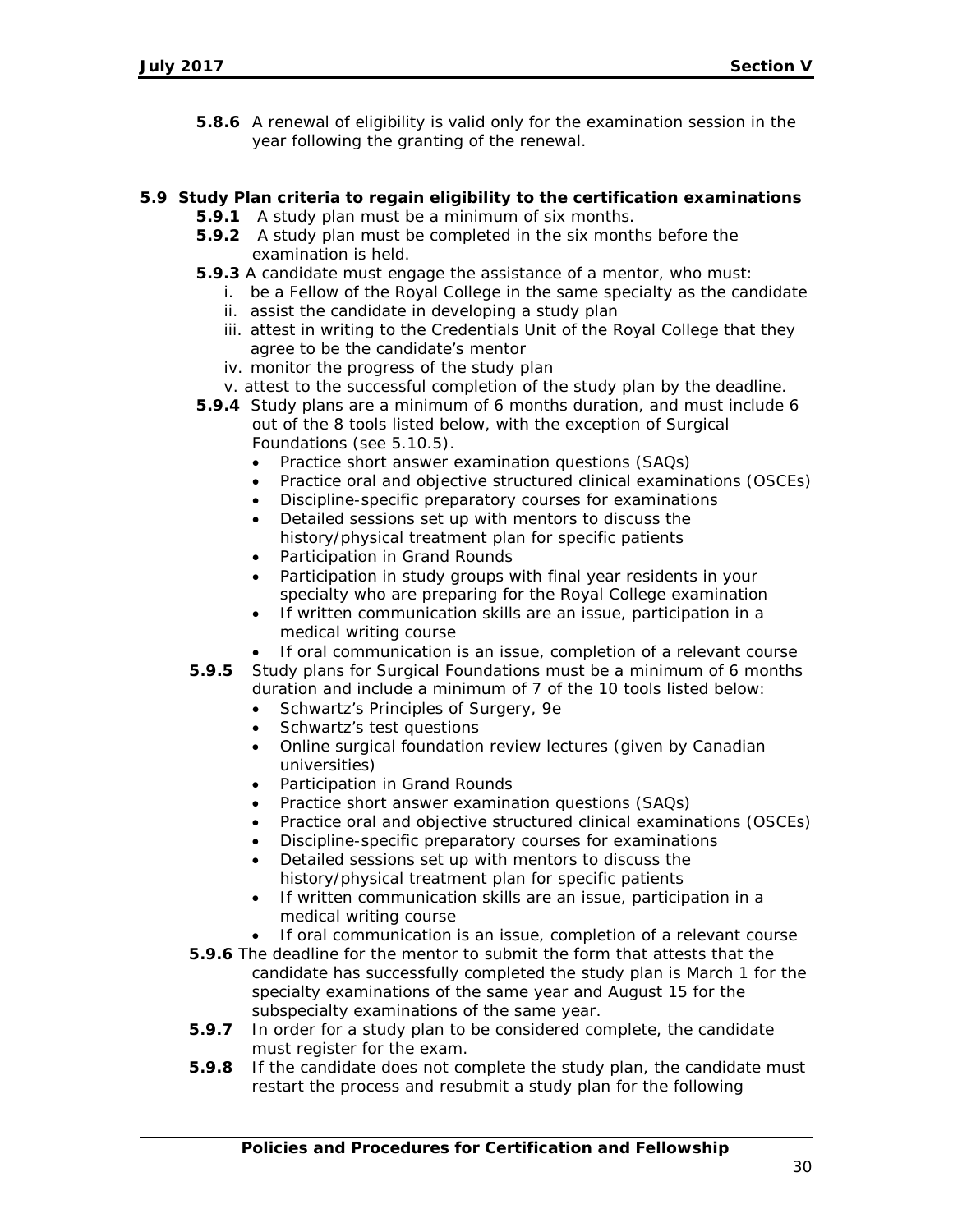**5.8.6** A renewal of eligibility is valid only for the examination session in the year following the granting of the renewal.

### 5.9 Study Plan criteria to regain eligibility to the certification examinations

**5.9.1** A study plan must be a minimum of six months.

**5.9.2** A study plan must be completed in the six months before the examination is held.

**5.9.3** A candidate must engage the assistance of a mentor, who must:

i. be a Fellow of the Royal College in the same specialty as the candidate
ii. assist the candidate in developing a study plan
iii. attest in writing to the Credentials Unit of the Royal College that they agree to be the candidate's mentor
iv. monitor the progress of the study plan
v. attest to the successful completion of the study plan by the deadline.

**5.9.4** Study plans are a minimum of 6 months duration, and must include 6 out of the 8 tools listed below, with the exception of Surgical Foundations (see 5.10.5).

- Practice short answer examination questions (SAQs)
- Practice oral and objective structured clinical examinations (OSCEs)
- Discipline-specific preparatory courses for examinations
- Detailed sessions set up with mentors to discuss the history/physical treatment plan for specific patients
- Participation in Grand Rounds
- Participation in study groups with final year residents in your specialty who are preparing for the Royal College examination
- If written communication skills are an issue, participation in a medical writing course
- If oral communication is an issue, completion of a relevant course

**5.9.5** Study plans for Surgical Foundations must be a minimum of 6 months duration and include a minimum of 7 of the 10 tools listed below:

- Schwartz's Principles of Surgery, 9e
- Schwartz's test questions
- Online surgical foundation review lectures (given by Canadian universities)
- Participation in Grand Rounds
- Practice short answer examination questions (SAQs)
- Practice oral and objective structured clinical examinations (OSCEs)
- Discipline-specific preparatory courses for examinations
- Detailed sessions set up with mentors to discuss the history/physical treatment plan for specific patients
- If written communication skills are an issue, participation in a medical writing course
- If oral communication is an issue, completion of a relevant course

**5.9.6** The deadline for the mentor to submit the form that attests that the candidate has successfully completed the study plan is March 1 for the specialty examinations of the same year and August 15 for the subspecialty examinations of the same year.

**5.9.7** In order for a study plan to be considered complete, the candidate must register for the exam.

**5.9.8** If the candidate does not complete the study plan, the candidate must restart the process and resubmit a study plan for the following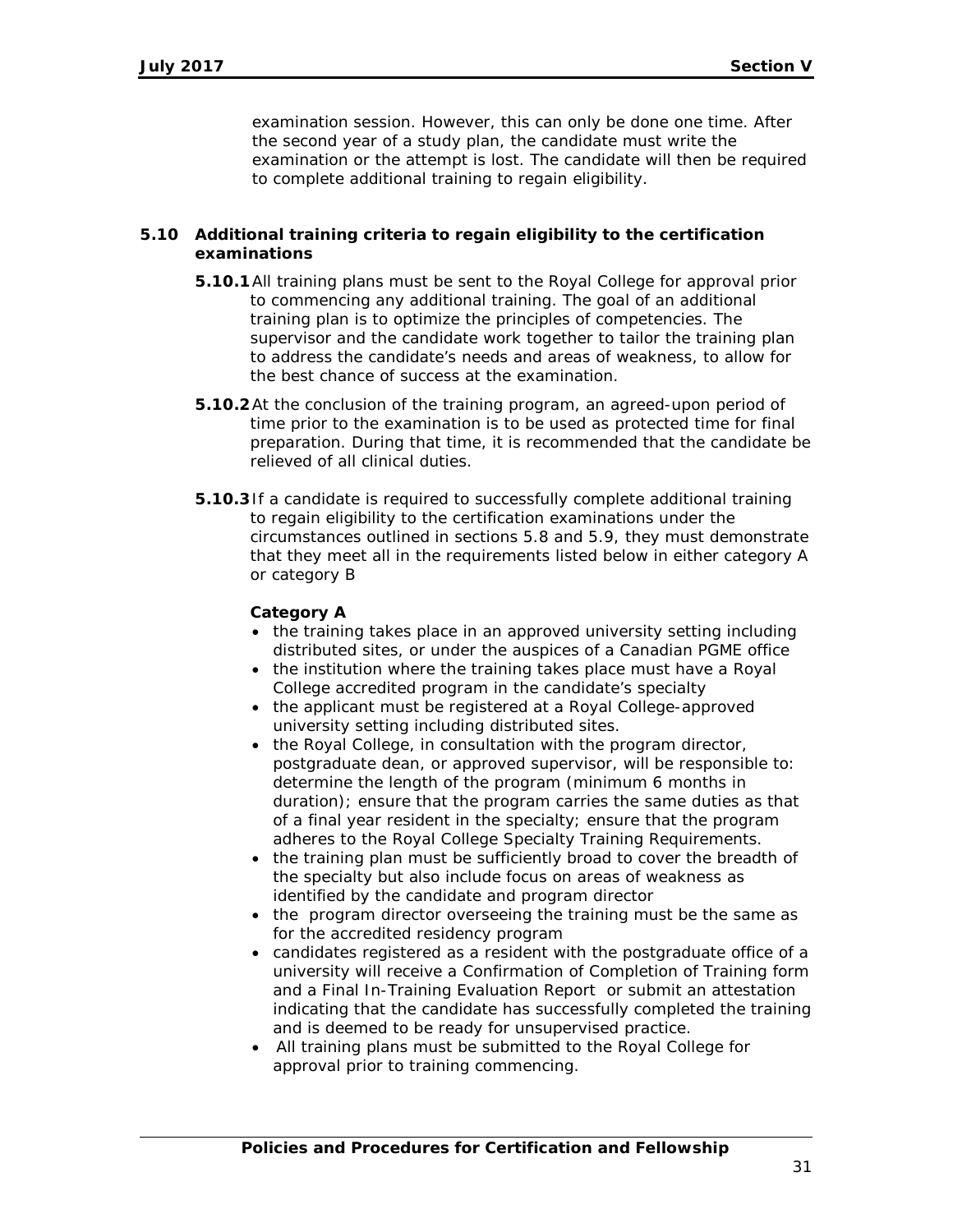examination session. However, this can only be done one time. After the second year of a study plan, the candidate must write the examination or the attempt is lost. The candidate will then be required to complete additional training to regain eligibility.

## 5.10 Additional training criteria to regain eligibility to the certification examinations

**5.10.1** All training plans must be sent to the Royal College for approval prior to commencing any additional training. The goal of an additional training plan is to optimize the principles of competencies. The supervisor and the candidate work together to tailor the training plan to address the candidate's needs and areas of weakness, to allow for the best chance of success at the examination.

**5.10.2** At the conclusion of the training program, an agreed-upon period of time prior to the examination is to be used as protected time for final preparation. During that time, it is recommended that the candidate be relieved of all clinical duties.

**5.10.3** If a candidate is required to successfully complete additional training to regain eligibility to the certification examinations under the circumstances outlined in sections 5.8 and 5.9, they must demonstrate that they meet all in the requirements listed below in either category A or category B

**Category A**

- the training takes place in an approved university setting including distributed sites, or under the auspices of a Canadian PGME office
- the institution where the training takes place must have a Royal College accredited program in the candidate's specialty
- the applicant must be registered at a Royal College-approved university setting including distributed sites.
- the Royal College, in consultation with the program director, postgraduate dean, or approved supervisor, will be responsible to: determine the length of the program (minimum 6 months in duration); ensure that the program carries the same duties as that of a final year resident in the specialty; ensure that the program adheres to the Royal College Specialty Training Requirements.
- the training plan must be sufficiently broad to cover the breadth of the specialty but also include focus on areas of weakness as identified by the candidate and program director
- the program director overseeing the training must be the same as for the accredited residency program
- candidates registered as a resident with the postgraduate office of a university will receive a Confirmation of Completion of Training form and a Final In-Training Evaluation Report or submit an attestation indicating that the candidate has successfully completed the training and is deemed to be ready for unsupervised practice.
- All training plans must be submitted to the Royal College for approval prior to training commencing.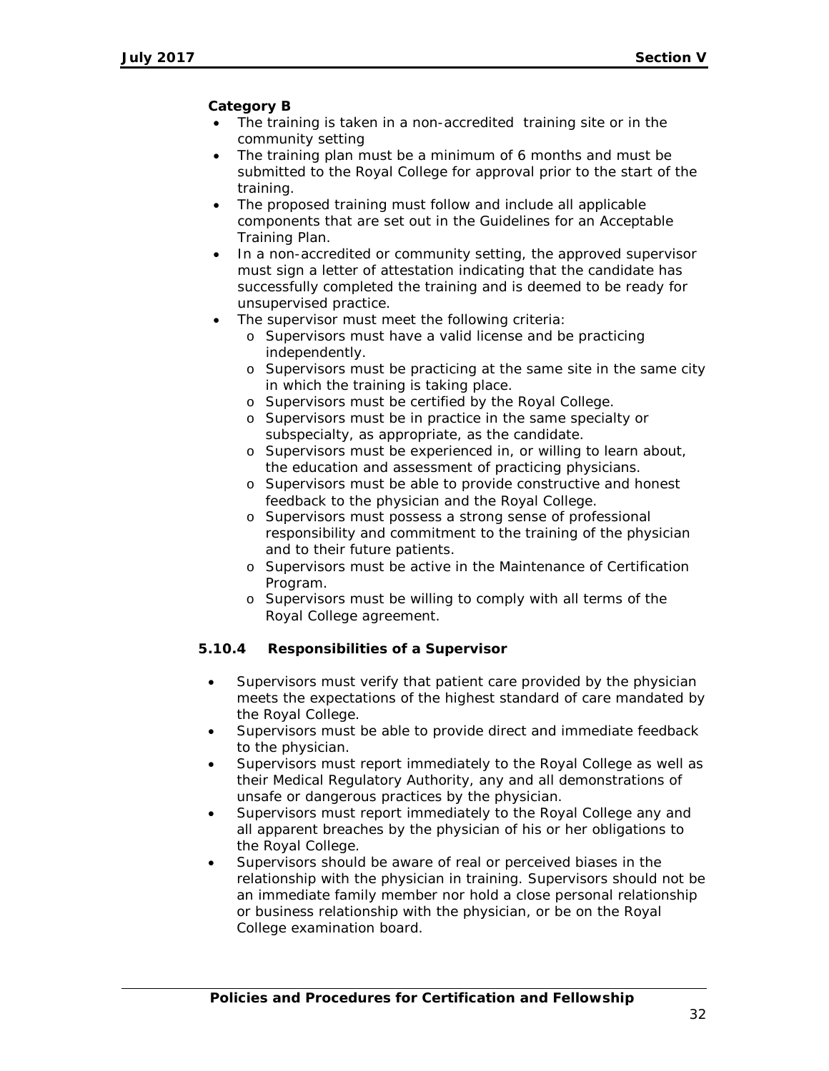**Category B**

- The training is taken in a non-accredited training site or in the community setting
- The training plan must be a minimum of 6 months and must be submitted to the Royal College for approval prior to the start of the training.
- The proposed training must follow and include all applicable components that are set out in the Guidelines for an Acceptable Training Plan.
- In a non-accredited or community setting, the approved supervisor must sign a letter of attestation indicating that the candidate has successfully completed the training and is deemed to be ready for unsupervised practice.
- The supervisor must meet the following criteria:
  - Supervisors must have a valid license and be practicing independently.
  - Supervisors must be practicing at the same site in the same city in which the training is taking place.
  - Supervisors must be certified by the Royal College.
  - Supervisors must be in practice in the same specialty or subspecialty, as appropriate, as the candidate.
  - Supervisors must be experienced in, or willing to learn about, the education and assessment of practicing physicians.
  - Supervisors must be able to provide constructive and honest feedback to the physician and the Royal College.
  - Supervisors must possess a strong sense of professional responsibility and commitment to the training of the physician and to their future patients.
  - Supervisors must be active in the Maintenance of Certification Program.
  - Supervisors must be willing to comply with all terms of the Royal College agreement.

### 5.10.4 Responsibilities of a Supervisor

- Supervisors must verify that patient care provided by the physician meets the expectations of the highest standard of care mandated by the Royal College.
- Supervisors must be able to provide direct and immediate feedback to the physician.
- Supervisors must report immediately to the Royal College as well as their Medical Regulatory Authority, any and all demonstrations of unsafe or dangerous practices by the physician.
- Supervisors must report immediately to the Royal College any and all apparent breaches by the physician of his or her obligations to the Royal College.
- Supervisors should be aware of real or perceived biases in the relationship with the physician in training. Supervisors should not be an immediate family member nor hold a close personal relationship or business relationship with the physician, or be on the Royal College examination board.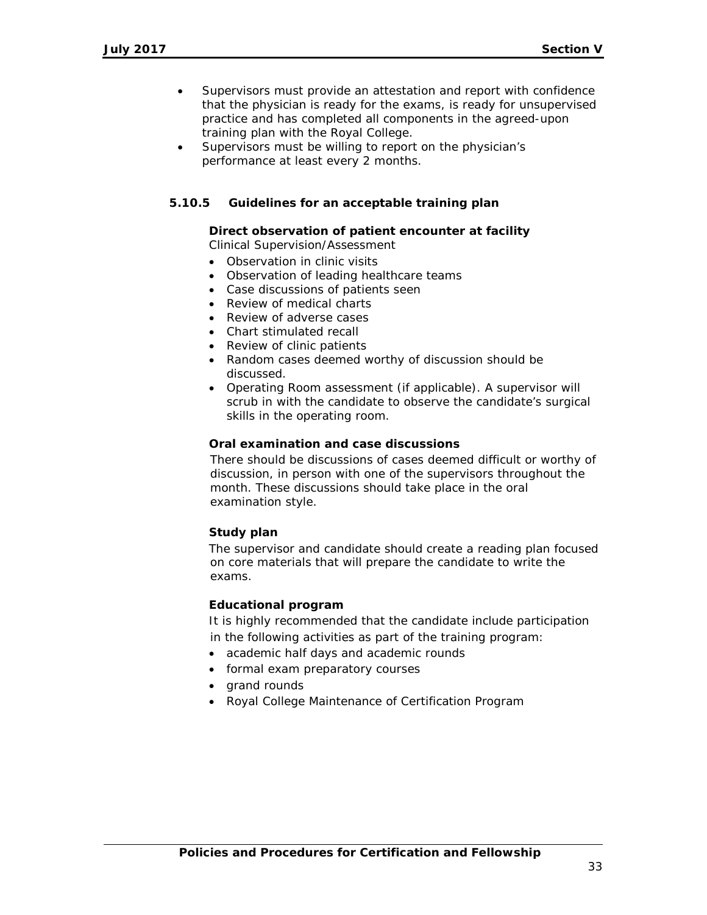- Supervisors must provide an attestation and report with confidence that the physician is ready for the exams, is ready for unsupervised practice and has completed all components in the agreed-upon training plan with the Royal College.
- Supervisors must be willing to report on the physician's performance at least every 2 months.

### 5.10.5 Guidelines for an acceptable training plan

**Direct observation of patient encounter at facility**
Clinical Supervision/Assessment

- Observation in clinic visits
- Observation of leading healthcare teams
- Case discussions of patients seen
- Review of medical charts
- Review of adverse cases
- Chart stimulated recall
- Review of clinic patients
- Random cases deemed worthy of discussion should be discussed.
- Operating Room assessment (if applicable). A supervisor will scrub in with the candidate to observe the candidate's surgical skills in the operating room.

**Oral examination and case discussions**

There should be discussions of cases deemed difficult or worthy of discussion, in person with one of the supervisors throughout the month. These discussions should take place in the oral examination style.

**Study plan**

The supervisor and candidate should create a reading plan focused on core materials that will prepare the candidate to write the exams.

**Educational program**

It is highly recommended that the candidate include participation in the following activities as part of the training program:

- academic half days and academic rounds
- formal exam preparatory courses
- grand rounds
- Royal College Maintenance of Certification Program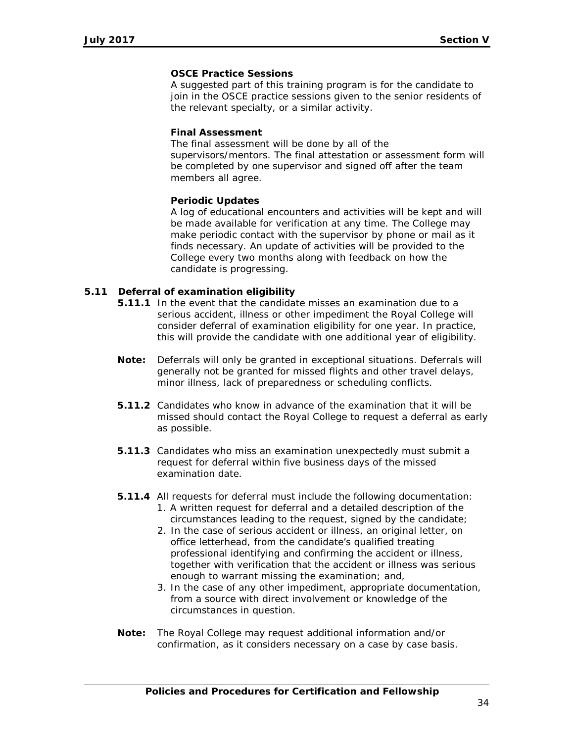**OSCE Practice Sessions**
A suggested part of this training program is for the candidate to join in the OSCE practice sessions given to the senior residents of the relevant specialty, or a similar activity.

**Final Assessment**
The final assessment will be done by all of the supervisors/mentors. The final attestation or assessment form will be completed by one supervisor and signed off after the team members all agree.

**Periodic Updates**
A log of educational encounters and activities will be kept and will be made available for verification at any time. The College may make periodic contact with the supervisor by phone or mail as it finds necessary. An update of activities will be provided to the College every two months along with feedback on how the candidate is progressing.

### 5.11 Deferral of examination eligibility

**5.11.1** In the event that the candidate misses an examination due to a serious accident, illness or other impediment the Royal College will consider deferral of examination eligibility for one year. In practice, this will provide the candidate with one additional year of eligibility.

**Note:** Deferrals will only be granted in exceptional situations. Deferrals will generally not be granted for missed flights and other travel delays, minor illness, lack of preparedness or scheduling conflicts.

**5.11.2** Candidates who know in advance of the examination that it will be missed should contact the Royal College to request a deferral as early as possible.

**5.11.3** Candidates who miss an examination unexpectedly must submit a request for deferral within five business days of the missed examination date.

**5.11.4** All requests for deferral must include the following documentation:

1. A written request for deferral and a detailed description of the circumstances leading to the request, signed by the candidate;
2. In the case of serious accident or illness, an original letter, on office letterhead, from the candidate's qualified treating professional identifying and confirming the accident or illness, together with verification that the accident or illness was serious enough to warrant missing the examination; and,
3. In the case of any other impediment, appropriate documentation, from a source with direct involvement or knowledge of the circumstances in question.

**Note:** The Royal College may request additional information and/or confirmation, as it considers necessary on a case by case basis.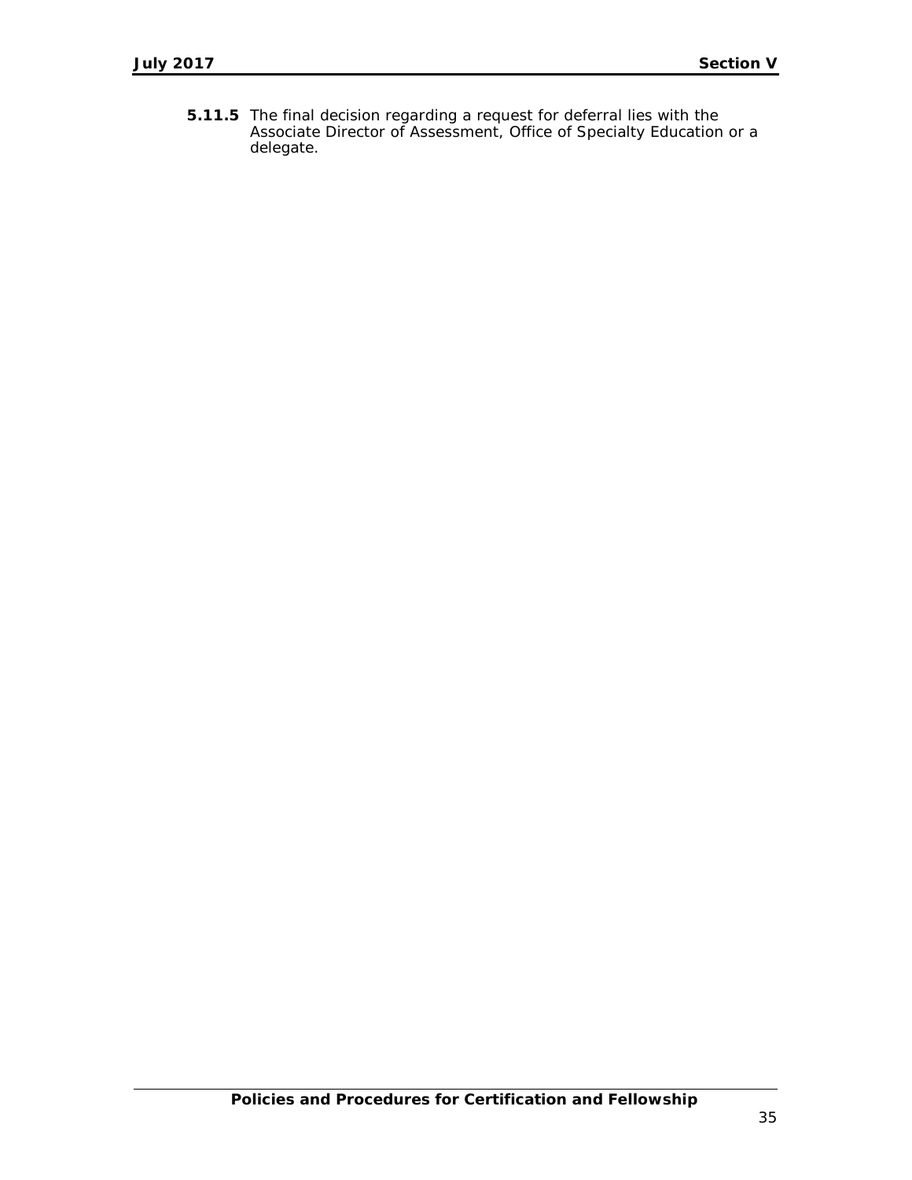**5.11.5** The final decision regarding a request for deferral lies with the Associate Director of Assessment, Office of Specialty Education or a delegate.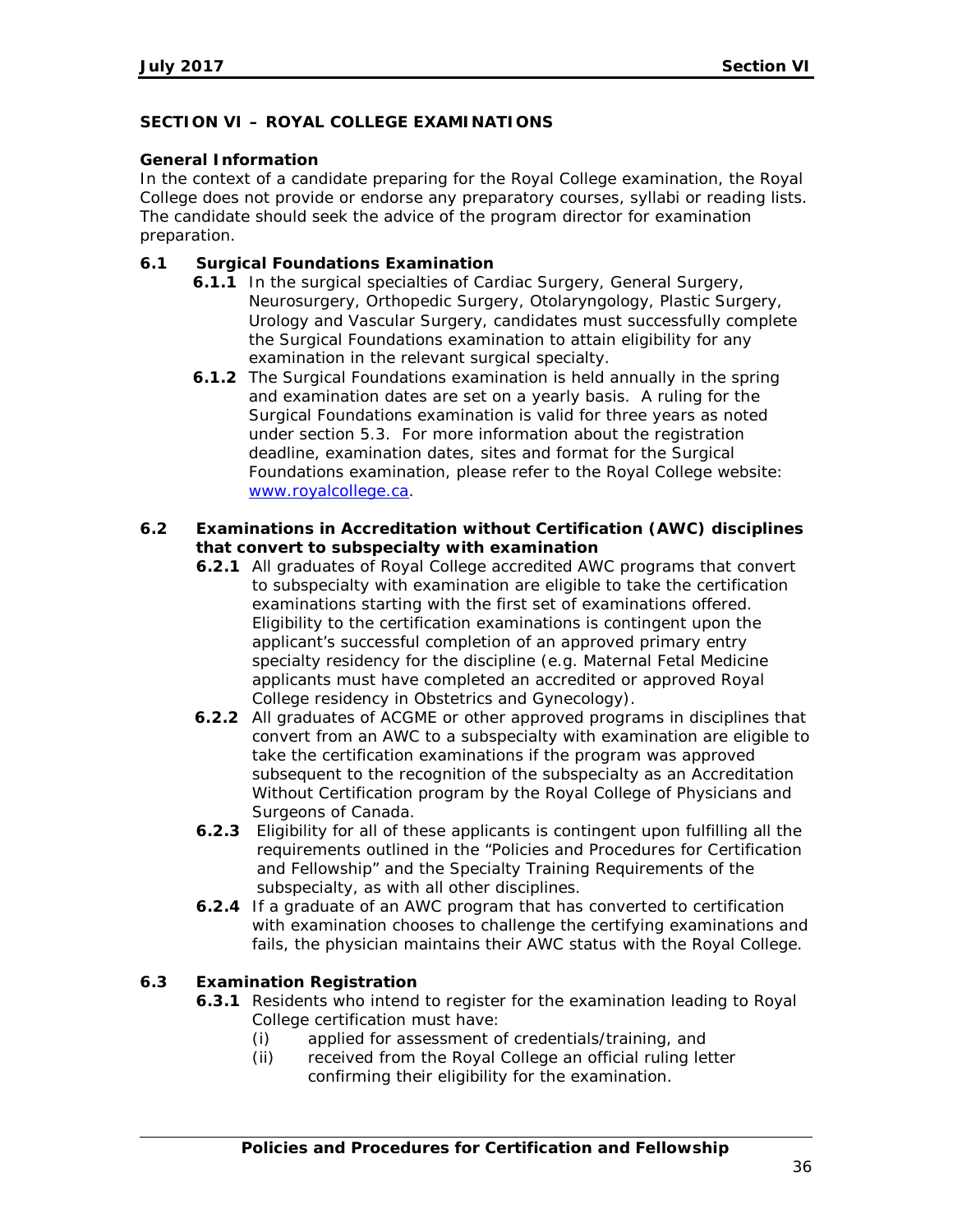## SECTION VI – ROYAL COLLEGE EXAMINATIONS

### General Information

In the context of a candidate preparing for the Royal College examination, the Royal College does not provide or endorse any preparatory courses, syllabi or reading lists. The candidate should seek the advice of the program director for examination preparation.

### 6.1 Surgical Foundations Examination

**6.1.1** In the surgical specialties of Cardiac Surgery, General Surgery, Neurosurgery, Orthopedic Surgery, Otolaryngology, Plastic Surgery, Urology and Vascular Surgery, candidates must successfully complete the Surgical Foundations examination to attain eligibility for any examination in the relevant surgical specialty.

**6.1.2** The Surgical Foundations examination is held annually in the spring and examination dates are set on a yearly basis. A ruling for the Surgical Foundations examination is valid for three years as noted under section 5.3. For more information about the registration deadline, examination dates, sites and format for the Surgical Foundations examination, please refer to the Royal College website: [www.royalcollege.ca](http://www.royalcollege.ca).

### 6.2 Examinations in Accreditation without Certification (AWC) disciplines that convert to subspecialty with examination

**6.2.1** All graduates of Royal College accredited AWC programs that convert to subspecialty with examination are eligible to take the certification examinations starting with the first set of examinations offered. Eligibility to the certification examinations is contingent upon the applicant's successful completion of an approved primary entry specialty residency for the discipline (e.g. Maternal Fetal Medicine applicants must have completed an accredited or approved Royal College residency in Obstetrics and Gynecology).

**6.2.2** All graduates of ACGME or other approved programs in disciplines that convert from an AWC to a subspecialty with examination are eligible to take the certification examinations if the program was approved subsequent to the recognition of the subspecialty as an Accreditation Without Certification program by the Royal College of Physicians and Surgeons of Canada.

**6.2.3** Eligibility for all of these applicants is contingent upon fulfilling all the requirements outlined in the "Policies and Procedures for Certification and Fellowship" and the Specialty Training Requirements of the subspecialty, as with all other disciplines.

**6.2.4** If a graduate of an AWC program that has converted to certification with examination chooses to challenge the certifying examinations and fails, the physician maintains their AWC status with the Royal College.

### 6.3 Examination Registration

**6.3.1** Residents who intend to register for the examination leading to Royal College certification must have:

(i) applied for assessment of credentials/training, and

(ii) received from the Royal College an official ruling letter confirming their eligibility for the examination.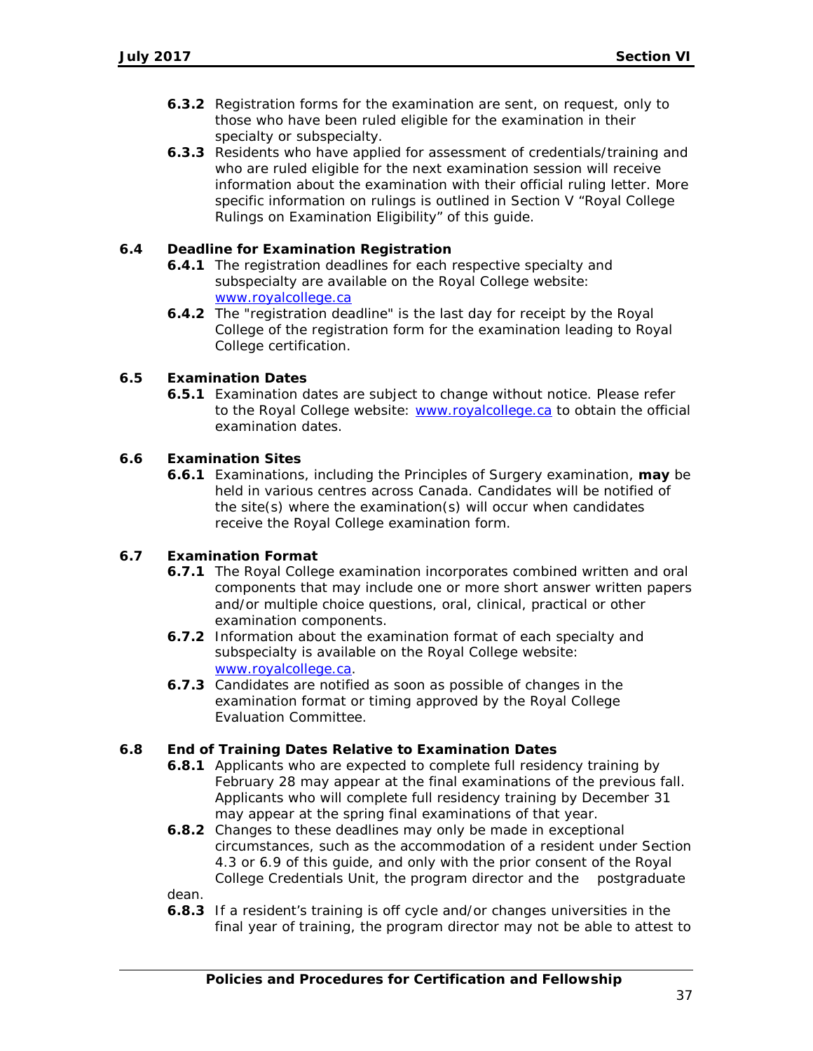**6.3.2** Registration forms for the examination are sent, on request, only to those who have been ruled eligible for the examination in their specialty or subspecialty.

**6.3.3** Residents who have applied for assessment of credentials/training and who are ruled eligible for the next examination session will receive information about the examination with their official ruling letter. More specific information on rulings is outlined in Section V "Royal College Rulings on Examination Eligibility" of this guide.

### 6.4 Deadline for Examination Registration

**6.4.1** The registration deadlines for each respective specialty and subspecialty are available on the Royal College website: [www.royalcollege.ca](http://www.royalcollege.ca)

**6.4.2** The "registration deadline" is the last day for receipt by the Royal College of the registration form for the examination leading to Royal College certification.

### 6.5 Examination Dates

**6.5.1** Examination dates are subject to change without notice. Please refer to the Royal College website: [www.royalcollege.ca](http://www.royalcollege.ca) to obtain the official examination dates.

### 6.6 Examination Sites

**6.6.1** Examinations, including the Principles of Surgery examination, **may** be held in various centres across Canada. Candidates will be notified of the site(s) where the examination(s) will occur when candidates receive the Royal College examination form.

### 6.7 Examination Format

**6.7.1** The Royal College examination incorporates combined written and oral components that may include one or more short answer written papers and/or multiple choice questions, oral, clinical, practical or other examination components.

**6.7.2** Information about the examination format of each specialty and subspecialty is available on the Royal College website: [www.royalcollege.ca](http://www.royalcollege.ca).

**6.7.3** Candidates are notified as soon as possible of changes in the examination format or timing approved by the Royal College Evaluation Committee.

### 6.8 End of Training Dates Relative to Examination Dates

**6.8.1** Applicants who are expected to complete full residency training by February 28 may appear at the final examinations of the previous fall. Applicants who will complete full residency training by December 31 may appear at the spring final examinations of that year.

**6.8.2** Changes to these deadlines may only be made in exceptional circumstances, such as the accommodation of a resident under Section 4.3 or 6.9 of this guide, and only with the prior consent of the Royal College Credentials Unit, the program director and the postgraduate dean.

**6.8.3** If a resident's training is off cycle and/or changes universities in the final year of training, the program director may not be able to attest to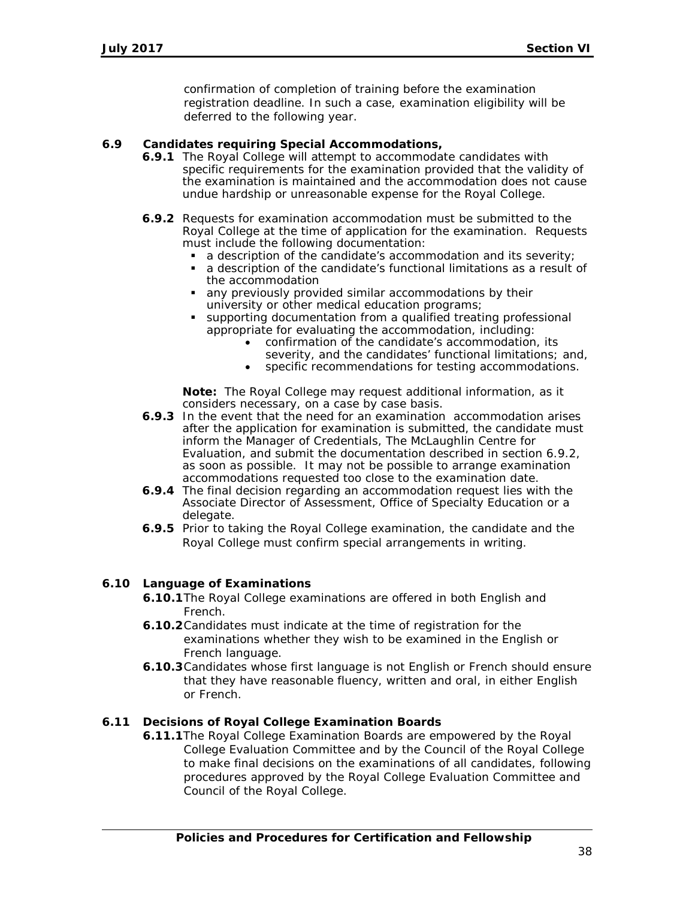confirmation of completion of training before the examination registration deadline. In such a case, examination eligibility will be deferred to the following year.

**6.9 Candidates requiring Special Accommodations,**

**6.9.1** The Royal College will attempt to accommodate candidates with specific requirements for the examination provided that the validity of the examination is maintained and the accommodation does not cause undue hardship or unreasonable expense for the Royal College.

**6.9.2** Requests for examination accommodation must be submitted to the Royal College at the time of application for the examination. Requests must include the following documentation:

- a description of the candidate's accommodation and its severity;
- a description of the candidate's functional limitations as a result of the accommodation
- any previously provided similar accommodations by their university or other medical education programs;
- supporting documentation from a qualified treating professional appropriate for evaluating the accommodation, including:
  - confirmation of the candidate's accommodation, its severity, and the candidates' functional limitations; and,
  - specific recommendations for testing accommodations.

**Note:** The Royal College may request additional information, as it considers necessary, on a case by case basis.

**6.9.3** In the event that the need for an examination accommodation arises after the application for examination is submitted, the candidate must inform the Manager of Credentials, The McLaughlin Centre for Evaluation, and submit the documentation described in section 6.9.2, as soon as possible. It may not be possible to arrange examination accommodations requested too close to the examination date.

**6.9.4** The final decision regarding an accommodation request lies with the Associate Director of Assessment, Office of Specialty Education or a delegate.

**6.9.5** Prior to taking the Royal College examination, the candidate and the Royal College must confirm special arrangements in writing.

**6.10 Language of Examinations**

**6.10.1** The Royal College examinations are offered in both English and French.

**6.10.2** Candidates must indicate at the time of registration for the examinations whether they wish to be examined in the English or French language.

**6.10.3** Candidates whose first language is not English or French should ensure that they have reasonable fluency, written and oral, in either English or French.

**6.11 Decisions of Royal College Examination Boards**

**6.11.1** The Royal College Examination Boards are empowered by the Royal College Evaluation Committee and by the Council of the Royal College to make final decisions on the examinations of all candidates, following procedures approved by the Royal College Evaluation Committee and Council of the Royal College.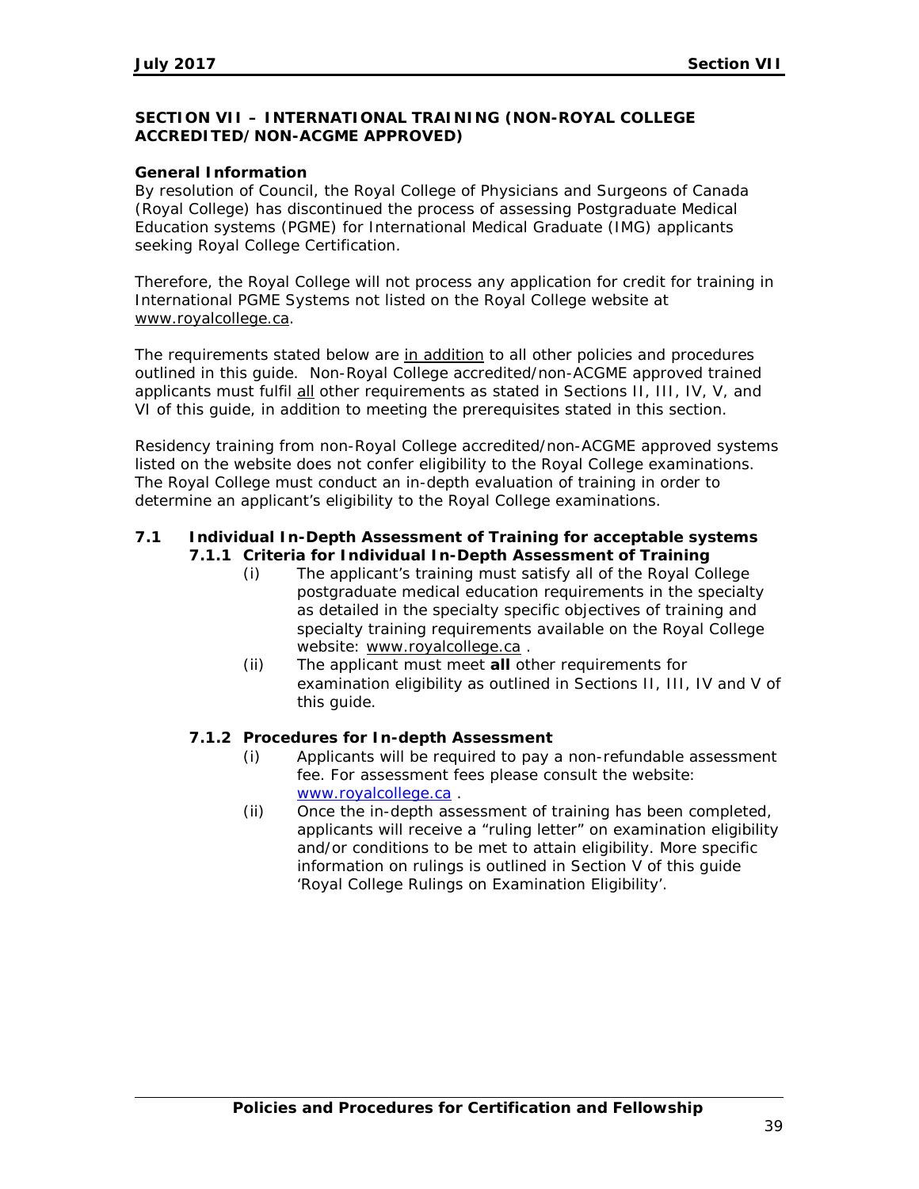## SECTION VII – INTERNATIONAL TRAINING (NON-ROYAL COLLEGE ACCREDITED/NON-ACGME APPROVED)

**General Information**

By resolution of Council, the Royal College of Physicians and Surgeons of Canada (Royal College) has discontinued the process of assessing Postgraduate Medical Education systems (PGME) for International Medical Graduate (IMG) applicants seeking Royal College Certification.

Therefore, the Royal College will not process any application for credit for training in International PGME Systems not listed on the Royal College website at www.royalcollege.ca.

The requirements stated below are in addition to all other policies and procedures outlined in this guide. Non-Royal College accredited/non-ACGME approved trained applicants must fulfil all other requirements as stated in Sections II, III, IV, V, and VI of this guide, in addition to meeting the prerequisites stated in this section.

Residency training from non-Royal College accredited/non-ACGME approved systems listed on the website does not confer eligibility to the Royal College examinations. The Royal College must conduct an in-depth evaluation of training in order to determine an applicant's eligibility to the Royal College examinations.

### 7.1 Individual In-Depth Assessment of Training for acceptable systems

#### 7.1.1 Criteria for Individual In-Depth Assessment of Training

(i) The applicant's training must satisfy all of the Royal College postgraduate medical education requirements in the specialty as detailed in the specialty specific objectives of training and specialty training requirements available on the Royal College website: www.royalcollege.ca .

(ii) The applicant must meet **all** other requirements for examination eligibility as outlined in Sections II, III, IV and V of this guide.

#### 7.1.2 Procedures for In-depth Assessment

(i) Applicants will be required to pay a non-refundable assessment fee. For assessment fees please consult the website: www.royalcollege.ca .

(ii) Once the in-depth assessment of training has been completed, applicants will receive a "ruling letter" on examination eligibility and/or conditions to be met to attain eligibility. More specific information on rulings is outlined in Section V of this guide 'Royal College Rulings on Examination Eligibility'.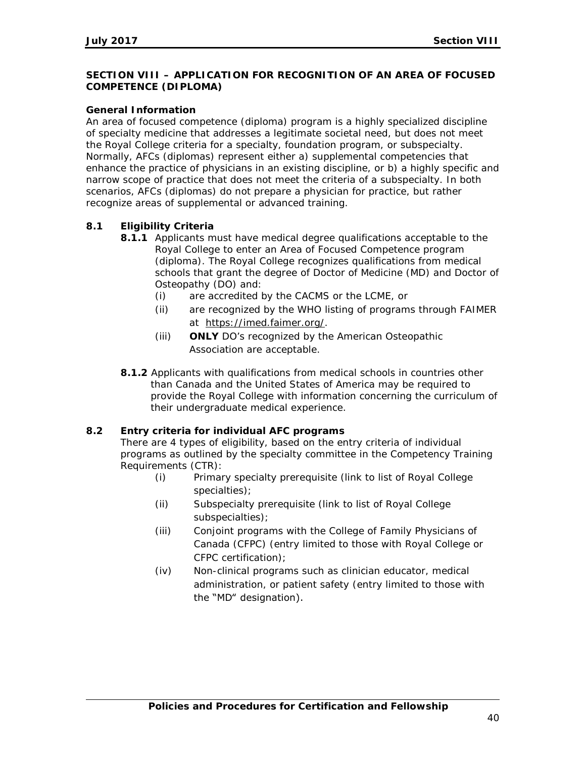## SECTION VIII – APPLICATION FOR RECOGNITION OF AN AREA OF FOCUSED COMPETENCE (DIPLOMA)

### General Information

An area of focused competence (diploma) program is a highly specialized discipline of specialty medicine that addresses a legitimate societal need, but does not meet the Royal College criteria for a specialty, foundation program, or subspecialty. Normally, AFCs (diplomas) represent either a) supplemental competencies that enhance the practice of physicians in an existing discipline, or b) a highly specific and narrow scope of practice that does not meet the criteria of a subspecialty. In both scenarios, AFCs (diplomas) do not prepare a physician for practice, but rather recognize areas of supplemental or advanced training.

### 8.1 Eligibility Criteria

**8.1.1** Applicants must have medical degree qualifications acceptable to the Royal College to enter an Area of Focused Competence program (diploma). The Royal College recognizes qualifications from medical schools that grant the degree of Doctor of Medicine (MD) and Doctor of Osteopathy (DO) and:

- (i) are accredited by the CACMS or the LCME, or
- (ii) are recognized by the WHO listing of programs through FAIMER at https://imed.faimer.org/.
- (iii) **ONLY** DO's recognized by the American Osteopathic Association are acceptable.

**8.1.2** Applicants with qualifications from medical schools in countries other than Canada and the United States of America may be required to provide the Royal College with information concerning the curriculum of their undergraduate medical experience.

### 8.2 Entry criteria for individual AFC programs

There are 4 types of eligibility, based on the entry criteria of individual programs as outlined by the specialty committee in the Competency Training Requirements (CTR):

- (i) Primary specialty prerequisite (link to list of Royal College specialties);
- (ii) Subspecialty prerequisite (link to list of Royal College subspecialties);
- (iii) Conjoint programs with the College of Family Physicians of Canada (CFPC) (entry limited to those with Royal College or CFPC certification);
- (iv) Non-clinical programs such as clinician educator, medical administration, or patient safety (entry limited to those with the "MD" designation).